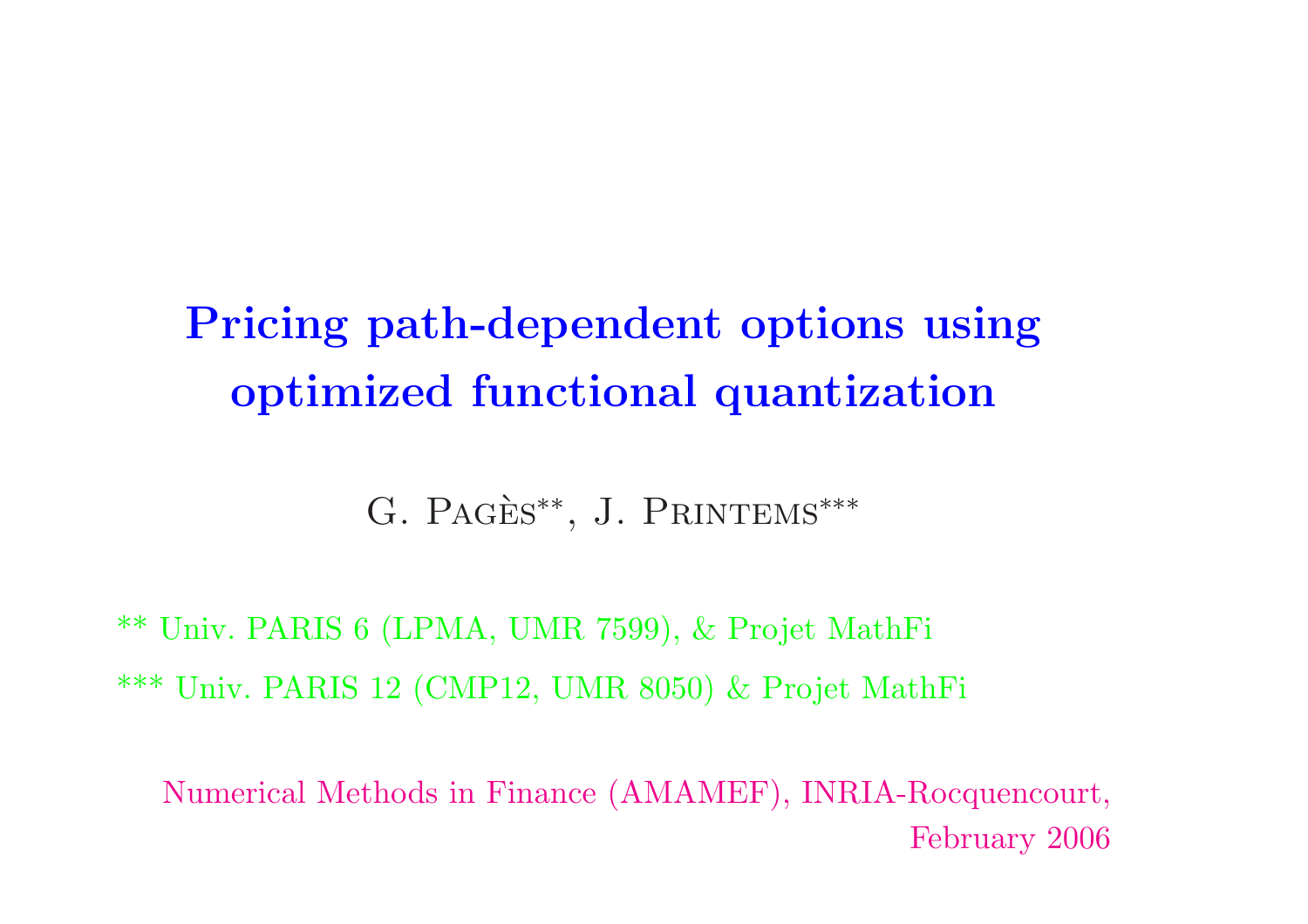# Pricing path-dependent options using optimized functional quantization

G. Pagès**, J. Printems***

** Univ. PARIS 6 (LPMA, UMR 7599), & Projet MathFi

*** Univ. PARIS 12 (CMP12, UMR 8050) & Projet MathFi

Numerical Methods in Finance (AMAMEF), INRIA-Rocquencourt, February 2006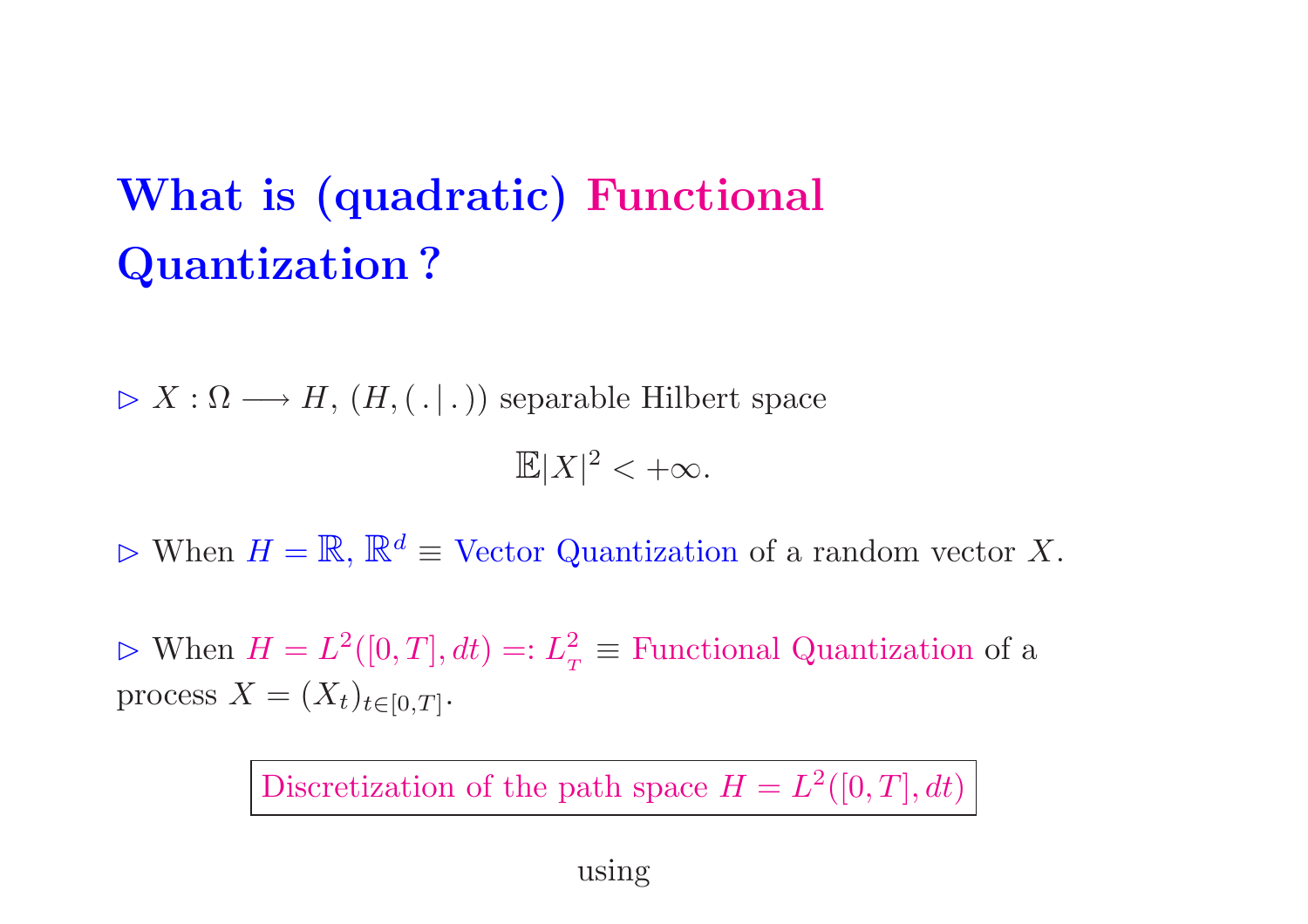# What is (quadratic) Functional Quantization ?

▷ $X : \Omega \longrightarrow H$, $(H, (\,.\,|\,.\,))$ separable Hilbert space

$$\mathbb{E}|X|^2 < +\infty.$$

▷ When $H = \mathbb{R}, \mathbb{R}^d$ $\equiv$ Vector Quantization of a random vector $X$.

▷ When $H = L^2([0,T], dt) =: L^2_T$ $\equiv$ Functional Quantization of a process $X = (X_t)_{t \in [0,T]}$.

| Discretization of the path space $H = L^2([0,T], dt)$ |
|---|

using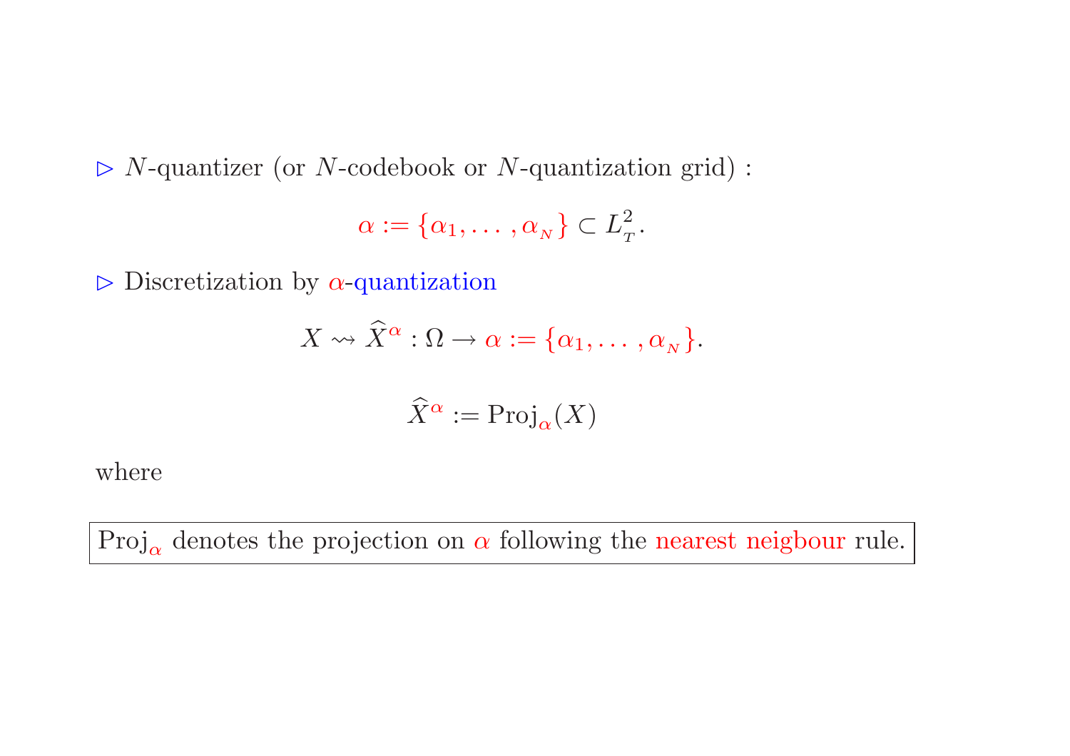▷ $N$-quantizer (or $N$-codebook or $N$-quantization grid) :

$$\alpha := \{\alpha_1, \ldots, \alpha_{_N}\} \subset L^2_{_T}.$$

▷ Discretization by $\alpha$-quantization

$$X \rightsquigarrow \widehat{X}^{\alpha} : \Omega \to \alpha := \{\alpha_1, \ldots, \alpha_{_N}\}.$$

$$\widehat{X}^{\alpha} := \mathrm{Proj}_{\alpha}(X)$$

where

$\mathrm{Proj}_{\alpha}$ denotes the projection on $\alpha$ following the nearest neigbour rule.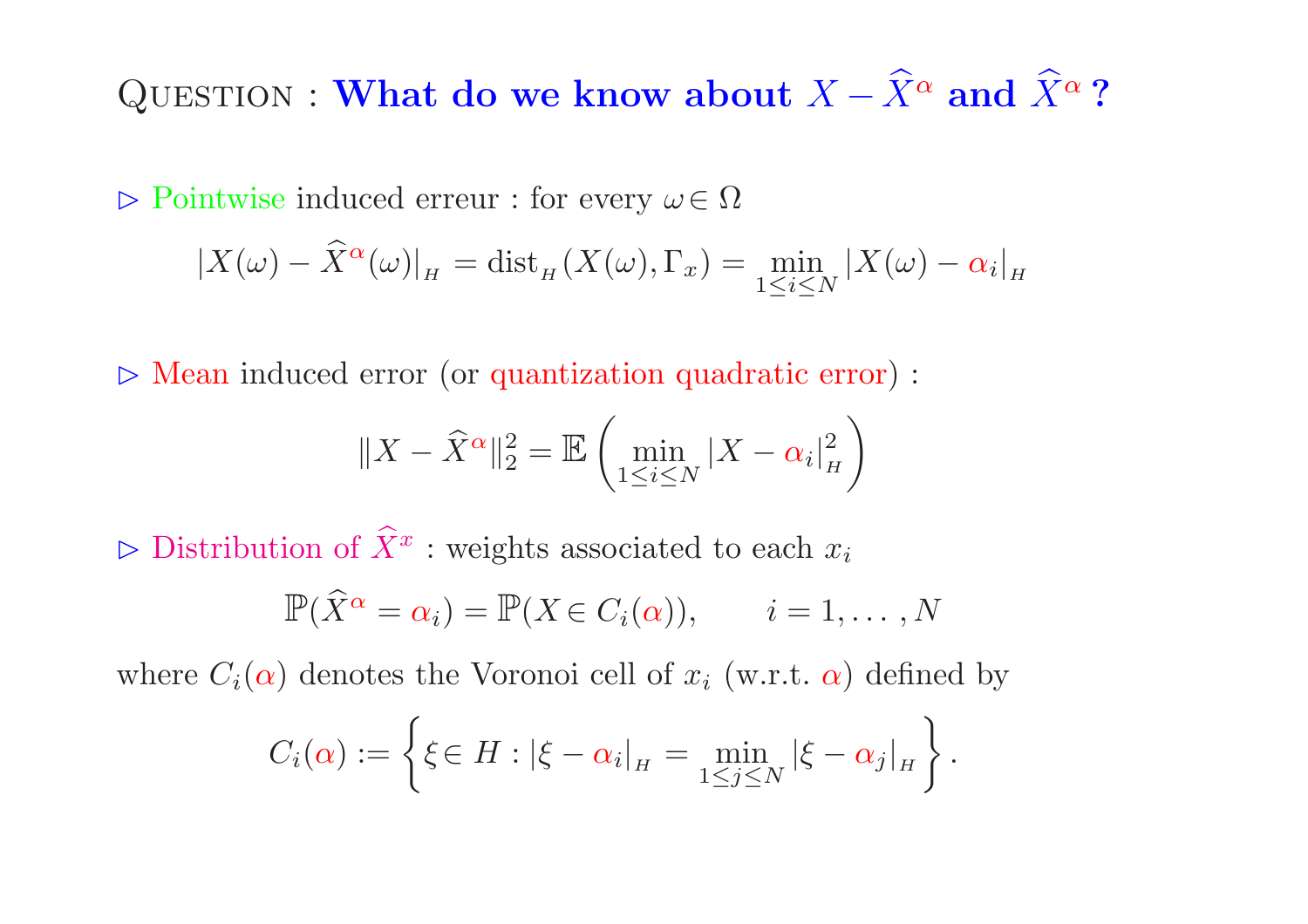# Question : What do we know about $X - \widehat{X}^{\alpha}$ and $\widehat{X}^{\alpha}$ ?

▷ Pointwise induced erreur : for every $\omega \in \Omega$

$$|X(\omega) - \widehat{X}^{\alpha}(\omega)|_{_H} = \text{dist}_{_H}(X(\omega), \Gamma_x) = \min_{1 \le i \le N} |X(\omega) - \alpha_i|_{_H}$$

▷ Mean induced error (or quantization quadratic error) :

$$\|X - \widehat{X}^{\alpha}\|_2^2 = \mathbb{E}\left(\min_{1 \le i \le N} |X - \alpha_i|_{_H}^2\right)$$

▷ Distribution of $\widehat{X}^{x}$ : weights associated to each $x_i$

$$\mathbb{P}(\widehat{X}^{\alpha} = \alpha_i) = \mathbb{P}(X \in C_i(\alpha)), \qquad i = 1, \ldots, N$$

where $C_i(\alpha)$ denotes the Voronoi cell of $x_i$ (w.r.t. $\alpha$) defined by

$$C_i(\alpha) := \left\{\xi \in H : |\xi - \alpha_i|_{_H} = \min_{1 \le j \le N} |\xi - \alpha_j|_{_H}\right\}.$$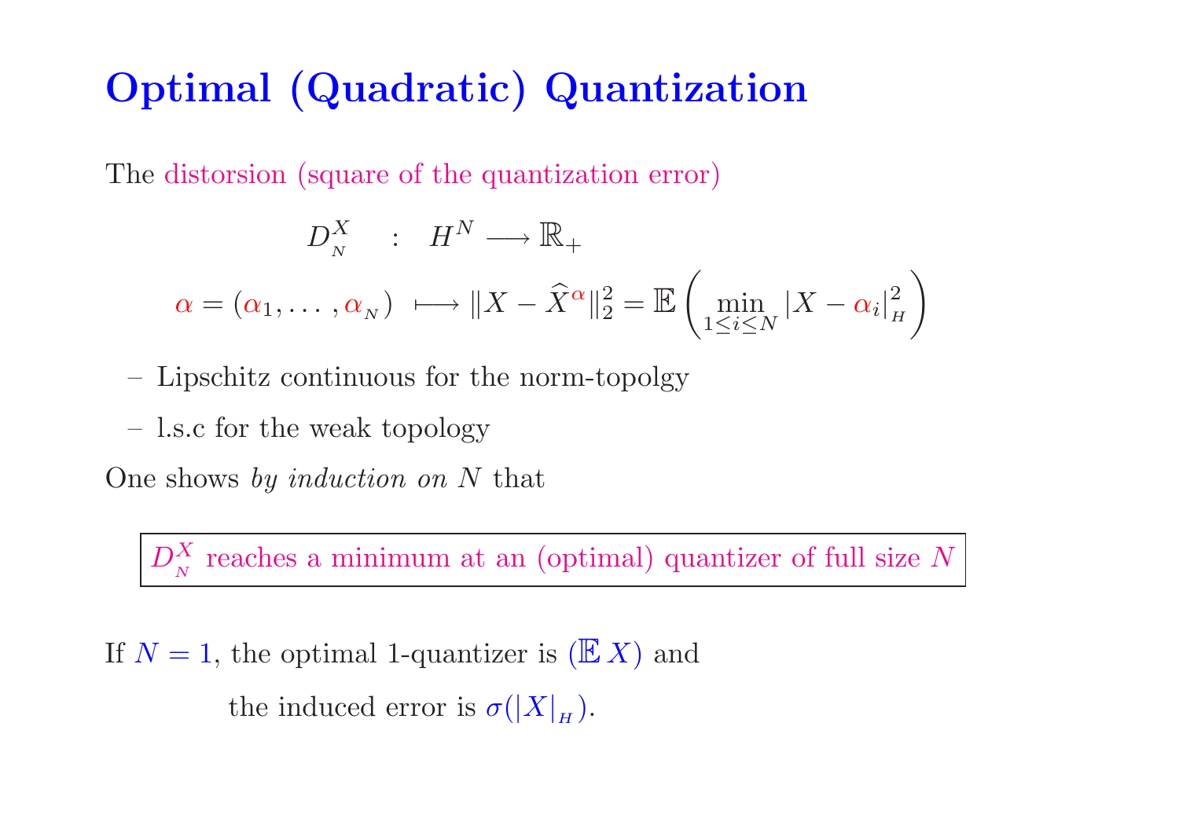# Optimal (Quadratic) Quantization

The distorsion (square of the quantization error)

$$D_N^X \quad : \quad H^N \longrightarrow \mathbb{R}_+$$

$$\alpha = (\alpha_1, \ldots, \alpha_N) \longmapsto \|X - \widehat{X}^{\alpha}\|_2^2 = \mathbb{E}\left(\min_{1 \le i \le N} |X - \alpha_i|_H^2\right)$$

- Lipschitz continuous for the norm-topolgy
- l.s.c for the weak topology

One shows *by induction on* $N$ that

> $D_N^X$ reaches a minimum at an (optimal) quantizer of full size $N$

If $N = 1$, the optimal 1-quantizer is $(\mathbb{E}\, X)$ and

the induced error is $\sigma(|X|_H)$.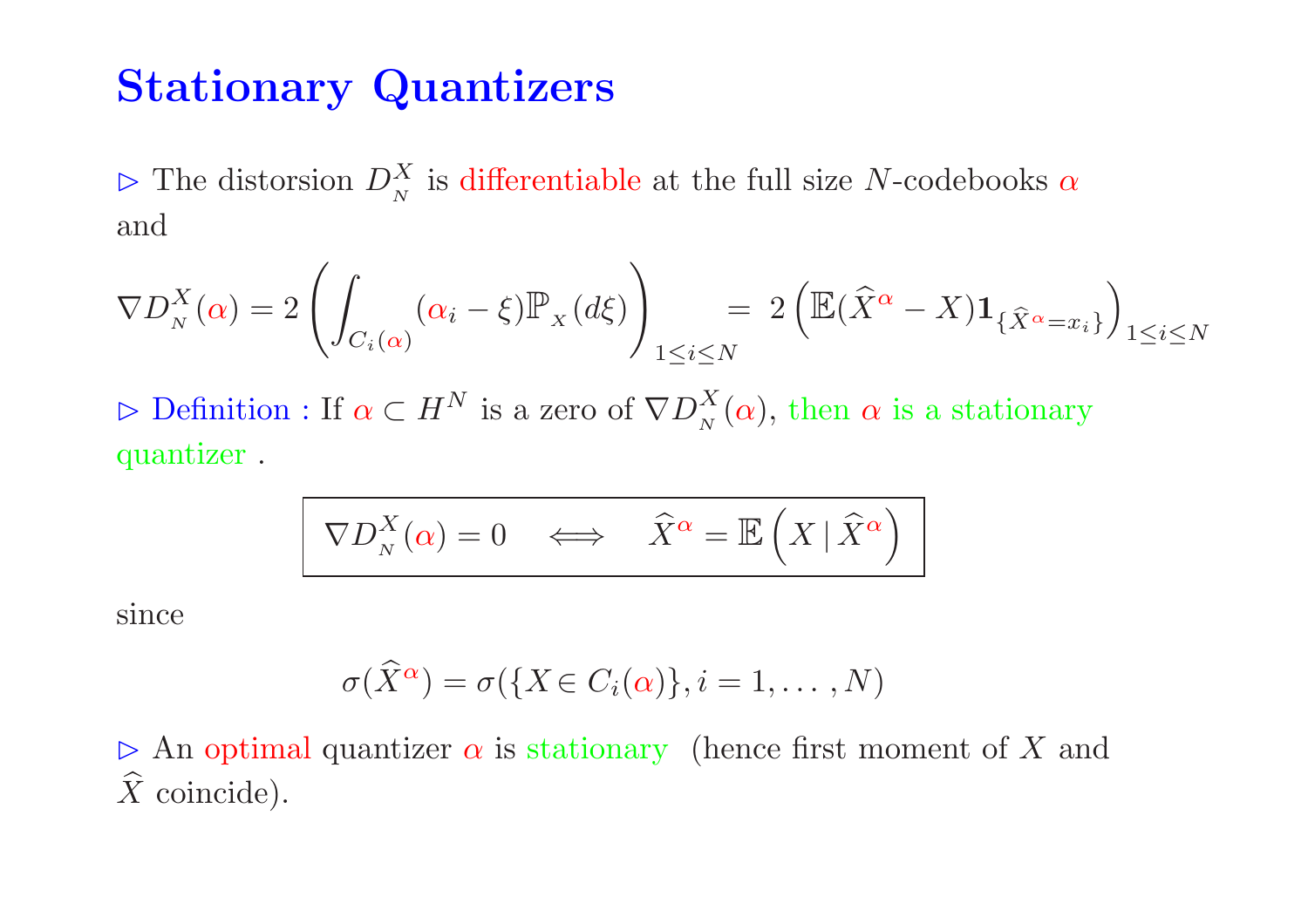# Stationary Quantizers

▷ The distorsion $D_N^X$ is differentiable at the full size $N$-codebooks $\alpha$ and

$$\nabla D_N^X(\alpha) = 2\left(\int_{C_i(\alpha)} (\alpha_i - \xi)\mathbb{P}_X(d\xi)\right)_{1\le i\le N} = 2\left(\mathbb{E}(\widehat{X}^{\alpha} - X)\mathbf{1}_{\{\widehat{X}^{\alpha}=x_i\}}\right)_{1\le i\le N}$$

▷ Definition : If $\alpha \subset H^N$ is a zero of $\nabla D_N^X(\alpha)$, then $\alpha$ is a stationary quantizer .

$$\boxed{\nabla D_N^X(\alpha) = 0 \quad\Longleftrightarrow\quad \widehat{X}^{\alpha} = \mathbb{E}\left(X \,|\, \widehat{X}^{\alpha}\right)}$$

since

$$\sigma(\widehat{X}^{\alpha}) = \sigma(\{X \in C_i(\alpha)\}, i = 1, \ldots, N)$$

▷ An optimal quantizer $\alpha$ is stationary (hence first moment of $X$ and $\widehat{X}$ coincide).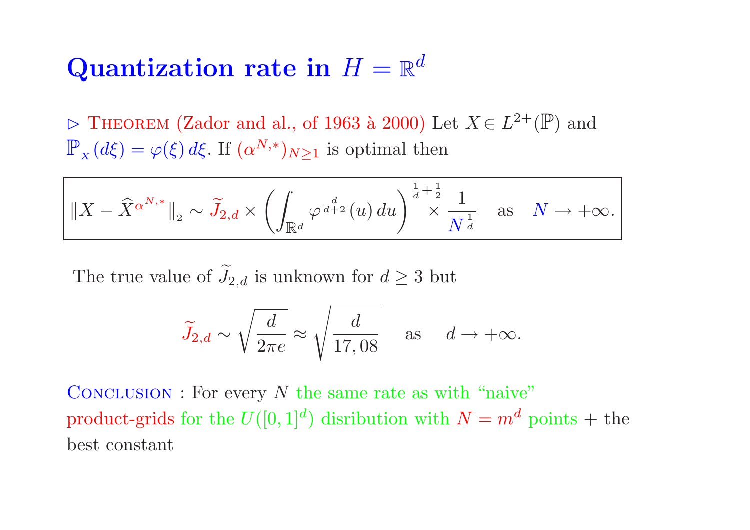# Quantization rate in $H = \mathbb{R}^d$

$\triangleright$ Theorem (Zador and al., of 1963 à 2000) Let $X \in L^{2+}(\mathbb{P})$ and $\mathbb{P}_X(d\xi) = \varphi(\xi)\,d\xi$. If $(\alpha^{N,*})_{N\geq 1}$ is optimal then

$$\|X - \widehat{X}^{\alpha^{N,*}}\|_2 \sim \widetilde{J}_{2,d} \times \left(\int_{\mathbb{R}^d} \varphi^{\frac{d}{d+2}}(u)\,du\right)^{\frac{1}{d}+\frac{1}{2}} \times \frac{1}{N^{\frac{1}{d}}} \quad \text{as} \quad N \to +\infty.$$

The true value of $\widetilde{J}_{2,d}$ is unknown for $d \geq 3$ but

$$\widetilde{J}_{2,d} \sim \sqrt{\frac{d}{2\pi e}} \approx \sqrt{\frac{d}{17,08}} \quad \text{as} \quad d \to +\infty.$$

Conclusion : For every $N$ the same rate as with "naive" product-grids for the $U([0,1]^d)$ disribution with $N = m^d$ points + the best constant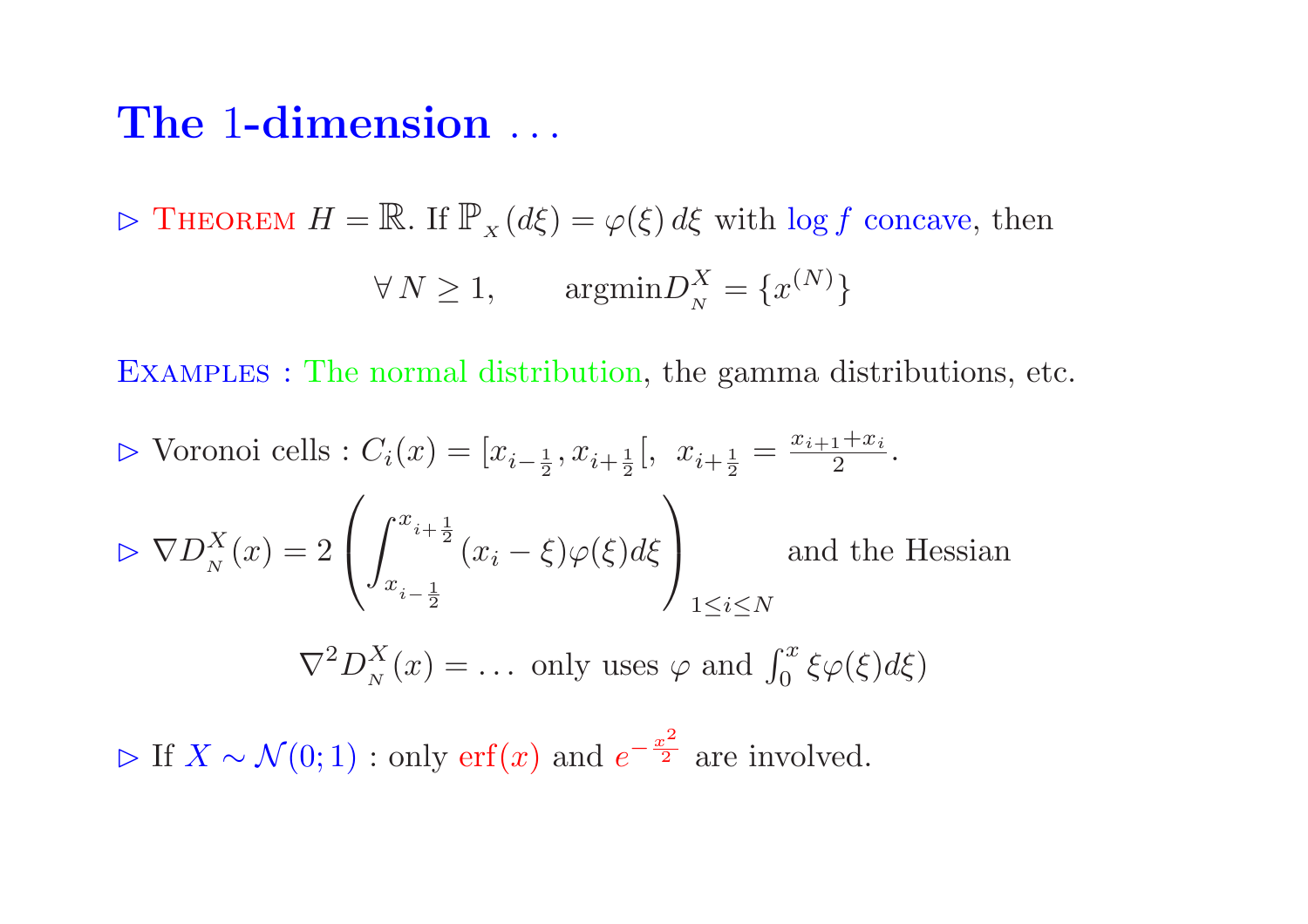# The 1-dimension ...

▷ THEOREM $H = \mathbb{R}$. If $\mathbb{P}_{_X}(d\xi) = \varphi(\xi)\,d\xi$ with $\log f$ concave, then

$$\forall\, N \geq 1, \qquad \text{argmin} D^X_{_N} = \{x^{(N)}\}$$

EXAMPLES : The normal distribution, the gamma distributions, etc.

▷ Voronoi cells : $C_i(x) = [x_{i-\frac{1}{2}}, x_{i+\frac{1}{2}}[$, $x_{i+\frac{1}{2}} = \frac{x_{i+1}+x_i}{2}$.

▷ $\nabla D^X_{_N}(x) = 2\left(\displaystyle\int_{x_{i-\frac{1}{2}}}^{x_{i+\frac{1}{2}}} (x_i - \xi)\varphi(\xi)d\xi\right)_{1\leq i\leq N}$ and the Hessian

$$\nabla^2 D^X_{_N}(x) = \ldots \text{ only uses } \varphi \text{ and } \textstyle\int_0^x \xi\varphi(\xi)d\xi)$$

▷ If $X \sim \mathcal{N}(0;1)$ : only $\text{erf}(x)$ and $e^{-\frac{x^2}{2}}$ are involved.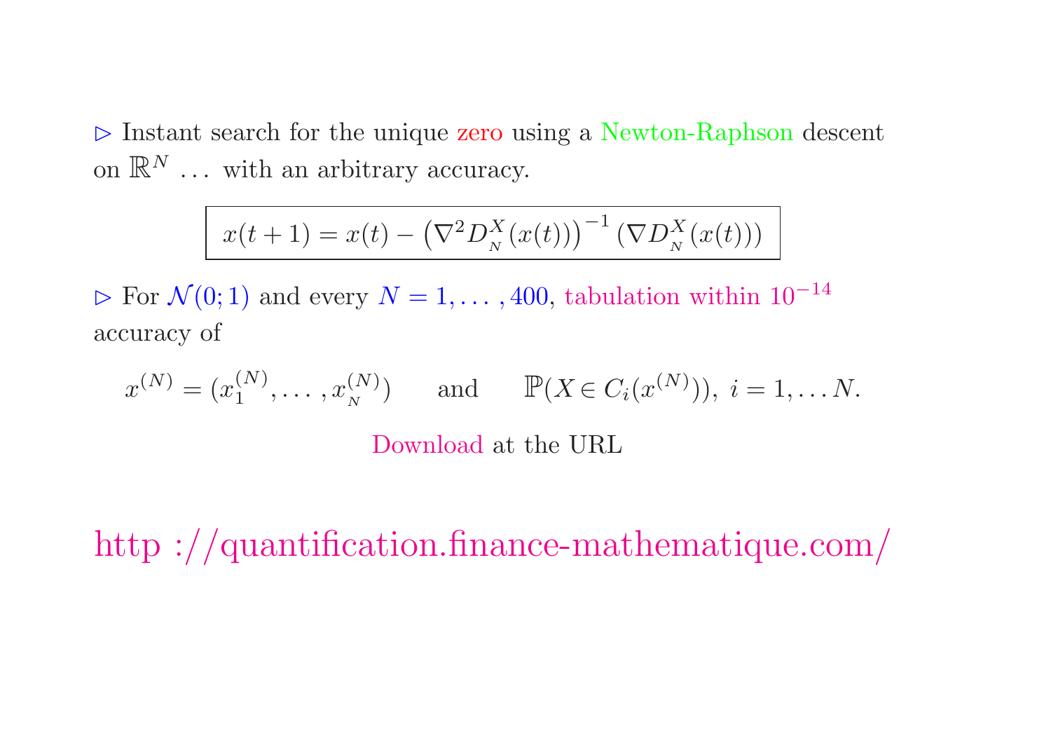▷ Instant search for the unique zero using a Newton-Raphson descent on $\mathbb{R}^N$ ... with an arbitrary accuracy.

$$
\boxed{x(t+1) = x(t) - \left(\nabla^2 D_{_N}^X(x(t))\right)^{-1} \left(\nabla D_{_N}^X(x(t))\right)}
$$

▷ For $\mathcal{N}(0;1)$ and every $N = 1, \ldots, 400$, tabulation within $10^{-14}$ accuracy of

$$
x^{(N)} = (x_1^{(N)}, \ldots, x_{_N}^{(N)}) \qquad \text{and} \qquad \mathbb{P}(X \in C_i(x^{(N)})),\ i = 1, \ldots N.
$$

Download at the URL

http ://quantification.finance-mathematique.com/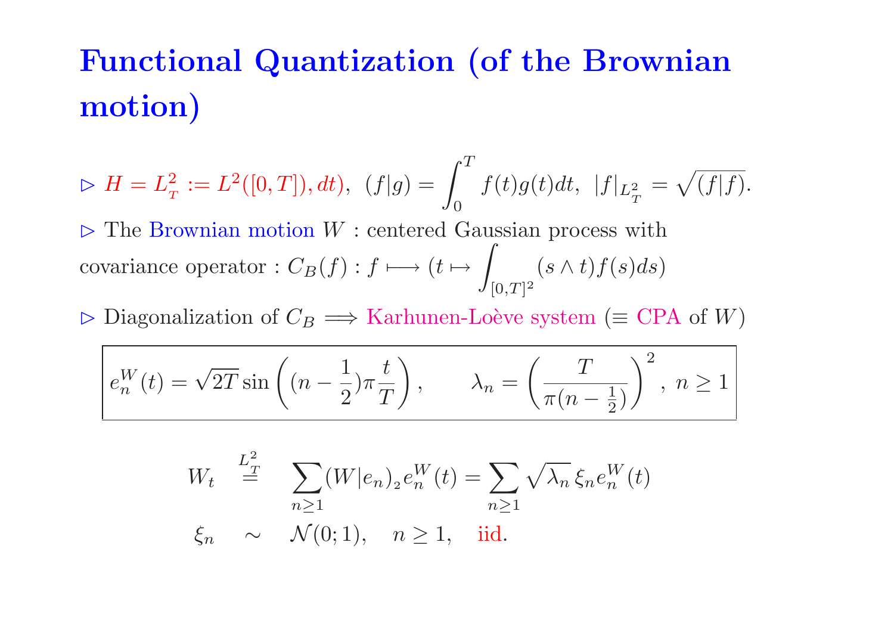# Functional Quantization (of the Brownian motion)

▷ $H = L^2_T := L^2([0,T]), dt)$, $(f|g) = \int_0^T f(t)g(t)dt$, $|f|_{L^2_T} = \sqrt{(f|f)}$.

▷ The Brownian motion $W$ : centered Gaussian process with covariance operator : $C_B(f) : f \longmapsto (t \mapsto \int_{[0,T]^2} (s \wedge t) f(s) ds)$

▷ Diagonalization of $C_B \Longrightarrow$ Karhunen-Loève system ($\equiv$ CPA of $W$)

$$
e_n^W(t) = \sqrt{2T} \sin\left((n - \frac{1}{2})\pi \frac{t}{T}\right), \qquad \lambda_n = \left(\frac{T}{\pi(n - \frac{1}{2})}\right)^2, \ n \geq 1
$$

$$
\begin{aligned}
W_t &\overset{L^2_T}{=} \sum_{n\geq 1} (W|e_n)_2 e_n^W(t) = \sum_{n\geq 1} \sqrt{\lambda_n}\, \xi_n e_n^W(t) \\
\xi_n &\sim \mathcal{N}(0;1), \quad n \geq 1, \quad \text{iid}.
\end{aligned}
$$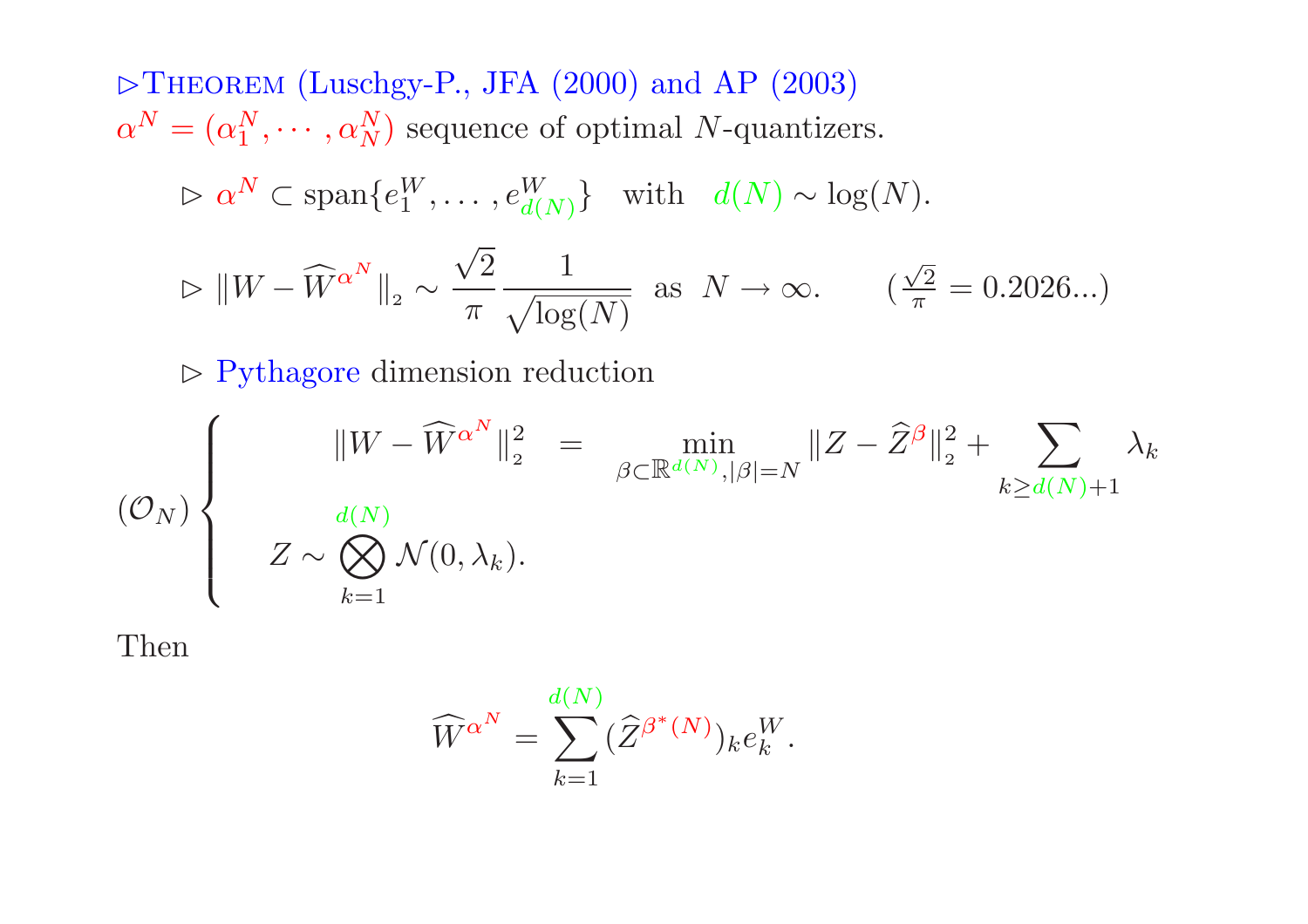▷ **Theorem** (Luschgy-P., JFA (2000) and AP (2003)) $\alpha^N = (\alpha_1^N, \cdots, \alpha_N^N)$ sequence of optimal $N$-quantizers.

- ▷ $\alpha^N \subset \text{span}\{e_1^W, \ldots, e_{d(N)}^W\}$ with $d(N) \sim \log(N)$.

- ▷ $\|W - \widehat{W}^{\alpha^N}\|_2 \sim \frac{\sqrt{2}}{\pi} \frac{1}{\sqrt{\log(N)}}$ as $N \to \infty$. $\quad (\frac{\sqrt{2}}{\pi} = 0.2026...)$

- ▷ Pythagore dimension reduction

$$
(\mathcal{O}_N) \left\{ \begin{array}{rcl} \|W - \widehat{W}^{\alpha^N}\|_2^2 & = & \displaystyle\min_{\beta \subset \mathbb{R}^{d(N)}, |\beta| = N} \|Z - \widehat{Z}^{\beta}\|_2^2 + \sum_{k \geq d(N)+1} \lambda_k \\ Z \sim \displaystyle\bigotimes_{k=1}^{d(N)} \mathcal{N}(0, \lambda_k). & & \end{array} \right.
$$

Then

$$
\widehat{W}^{\alpha^N} = \sum_{k=1}^{d(N)} (\widehat{Z}^{\beta^*(N)})_k e_k^W.
$$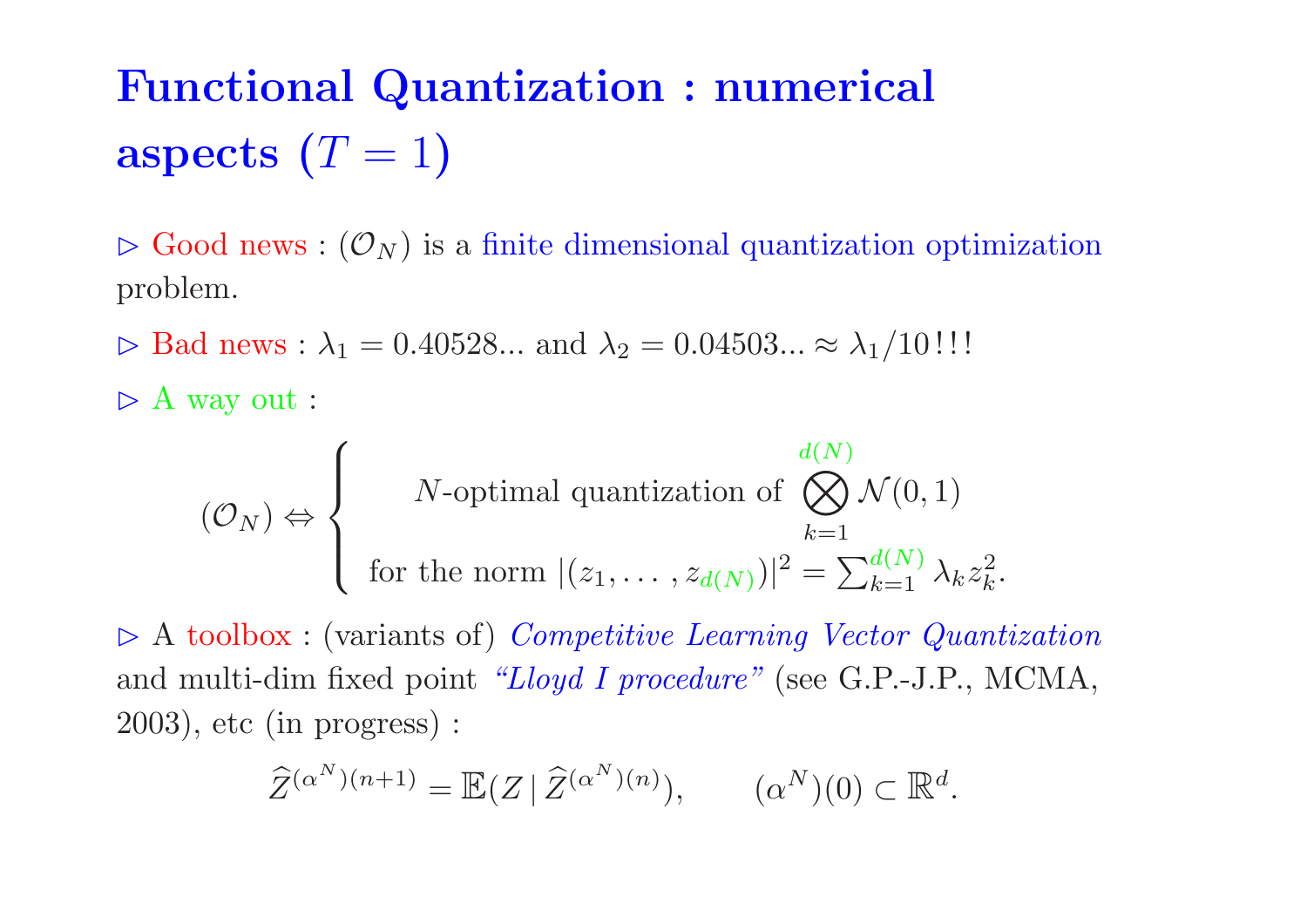# Functional Quantization : numerical aspects ($T = 1$)

$\triangleright$ Good news : $(\mathcal{O}_N)$ is a finite dimensional quantization optimization problem.

$\triangleright$ Bad news : $\lambda_1 = 0.40528...$ and $\lambda_2 = 0.04503... \approx \lambda_1/10$ ! ! !

$\triangleright$ A way out :

$$(\mathcal{O}_N) \Leftrightarrow \begin{cases} N\text{-optimal quantization of } \bigotimes_{k=1}^{d(N)} \mathcal{N}(0,1) \\ \text{for the norm } |(z_1, \ldots, z_{d(N)})|^2 = \sum_{k=1}^{d(N)} \lambda_k z_k^2. \end{cases}$$

$\triangleright$ A toolbox : (variants of) *Competitive Learning Vector Quantization* and multi-dim fixed point *"Lloyd I procedure"* (see G.P.-J.P., MCMA, 2003), etc (in progress) :

$$\widehat{Z}^{(\alpha^N)(n+1)} = \mathbb{E}(Z \,|\, \widehat{Z}^{(\alpha^N)(n)}), \qquad (\alpha^N)(0) \subset \mathbb{R}^d.$$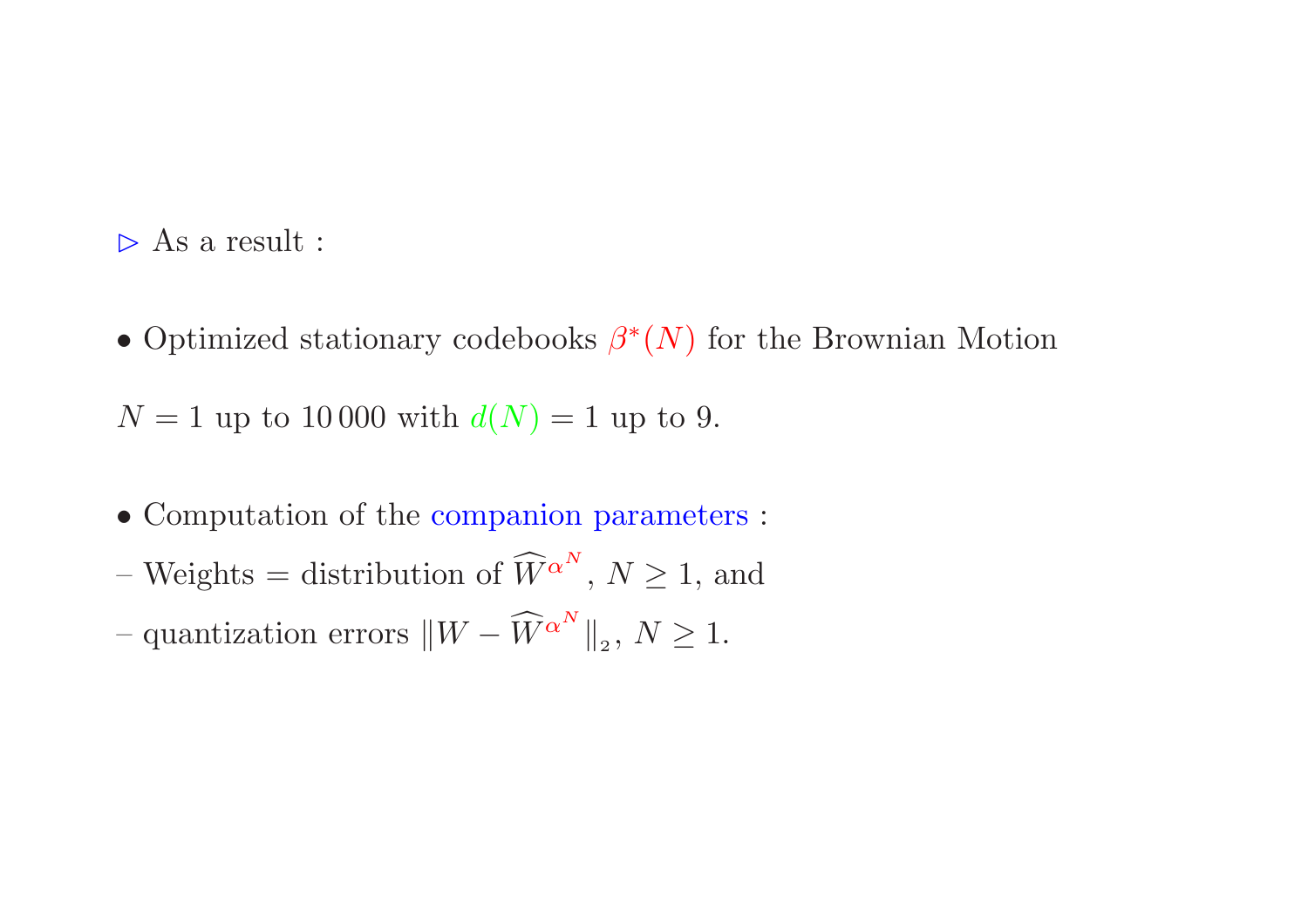$\triangleright$ As a result :

- Optimized stationary codebooks $\beta^*(N)$ for the Brownian Motion

$N = 1$ up to $10\,000$ with $d(N) = 1$ up to 9.

- Computation of the companion parameters :

– Weights = distribution of $\widehat{W}^{\alpha^N}$, $N \geq 1$, and

– quantization errors $\|W - \widehat{W}^{\alpha^N}\|_2$, $N \geq 1$.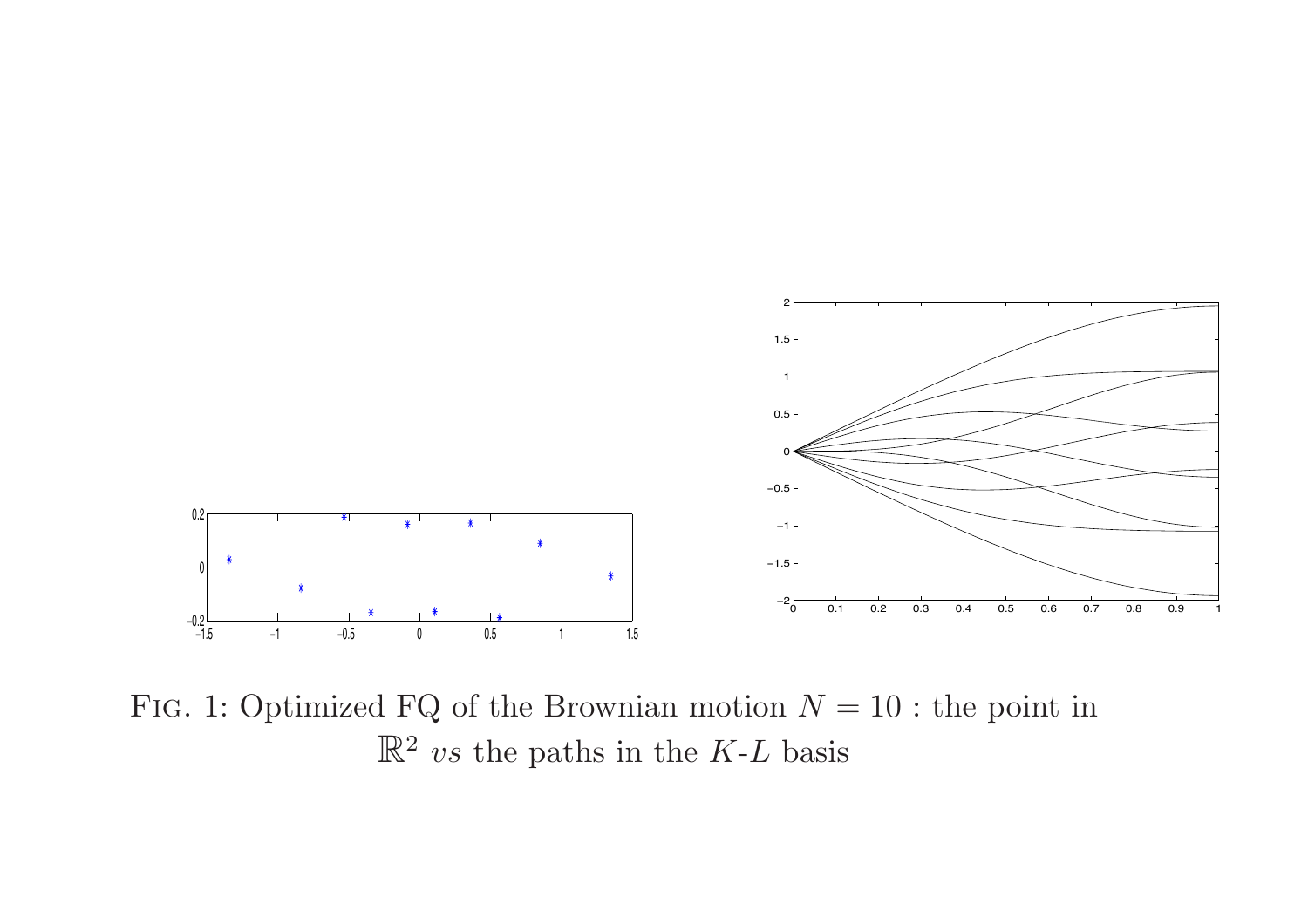Fig. 1: Optimized FQ of the Brownian motion $N = 10$ : the point in $\mathbb{R}^2$ *vs* the paths in the $K$-$L$ basis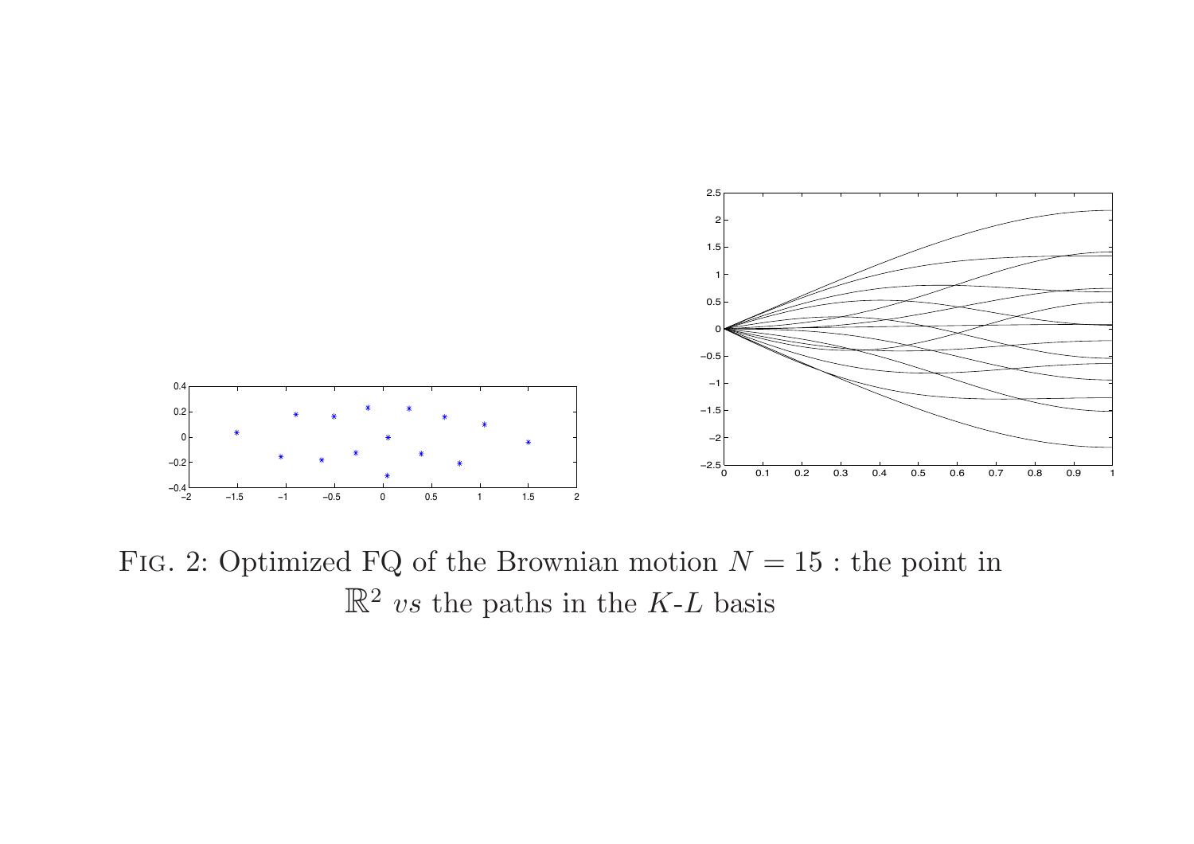FIG. 2: Optimized FQ of the Brownian motion $N = 15$ : the point in $\mathbb{R}^2$ *vs* the paths in the $K$-$L$ basis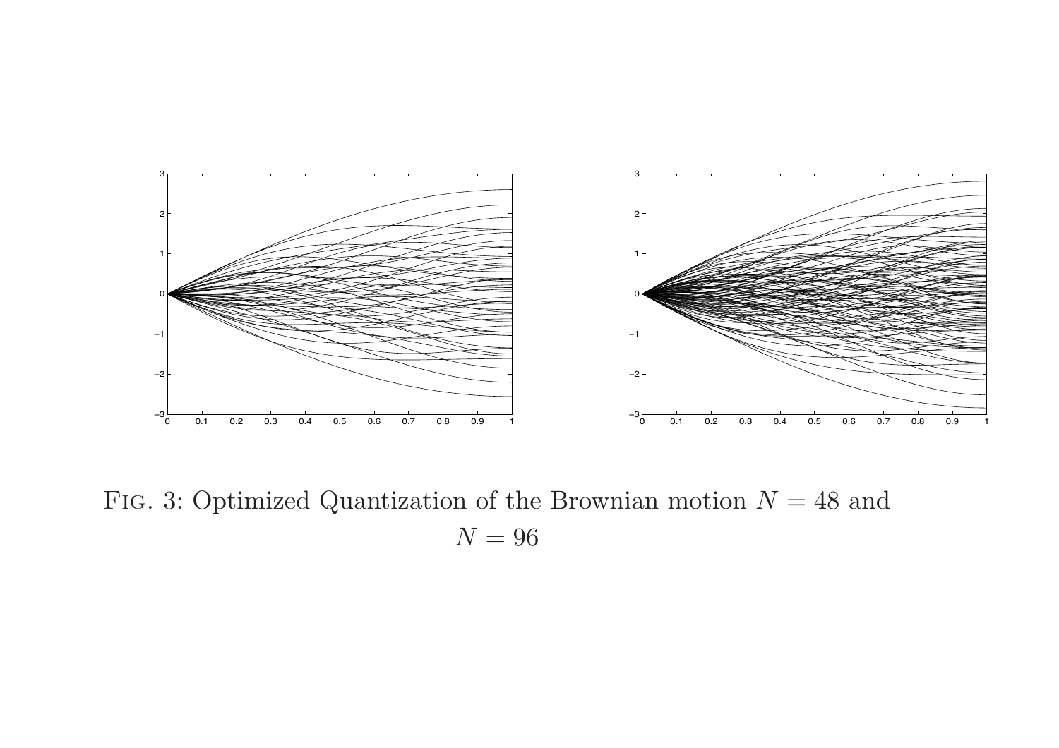Fig. 3: Optimized Quantization of the Brownian motion $N = 48$ and $N = 96$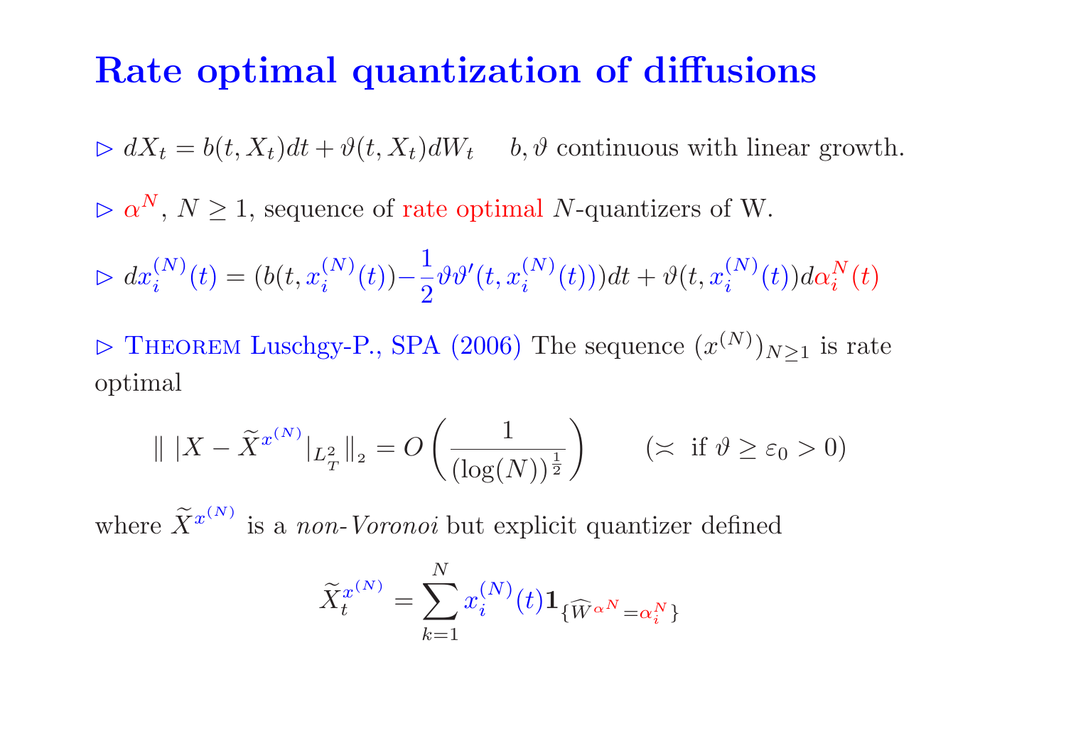# Rate optimal quantization of diffusions

▷ $dX_t = b(t, X_t)dt + \vartheta(t, X_t)dW_t \quad b, \vartheta$ continuous with linear growth.

▷ $\alpha^N$, $N \geq 1$, sequence of rate optimal $N$-quantizers of W.

▷ $dx_i^{(N)}(t) = (b(t, x_i^{(N)}(t)) - \frac{1}{2}\vartheta\vartheta'(t, x_i^{(N)}(t)))dt + \vartheta(t, x_i^{(N)}(t))d\alpha_i^N(t)$

▷ Theorem Luschgy-P., SPA (2006) The sequence $(x^{(N)})_{N\geq 1}$ is rate optimal

$$\| \, |X - \widetilde{X}^{x^{(N)}}|_{L^2_T} \|_2 = O\left(\frac{1}{(\log(N))^{\frac{1}{2}}}\right) \qquad (\asymp \text{ if } \vartheta \geq \varepsilon_0 > 0)$$

where $\widetilde{X}^{x^{(N)}}$ is a *non-Voronoi* but explicit quantizer defined

$$\widetilde{X}_t^{x^{(N)}} = \sum_{k=1}^{N} x_i^{(N)}(t) \mathbf{1}_{\{\widehat{W}^{\alpha^N} = \alpha_i^N\}}$$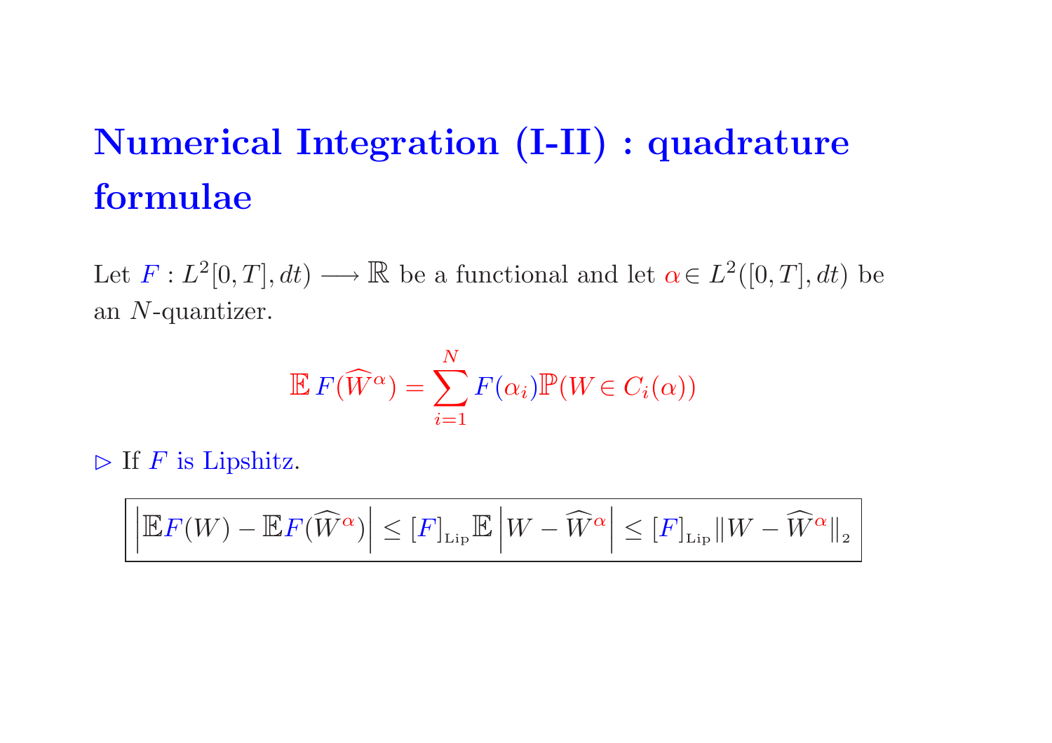# Numerical Integration (I-II) : quadrature formulae

Let $F : L^2[0,T], dt) \longrightarrow \mathbb{R}$ be a functional and let $\alpha \in L^2([0,T], dt)$ be an $N$-quantizer.

$$\mathbb{E}\, F(\widehat{W}^{\alpha}) = \sum_{i=1}^{N} F(\alpha_i)\mathbb{P}(W \in C_i(\alpha))$$

$\triangleright$ If $F$ is Lipshitz.

$$\boxed{\left|\mathbb{E}F(W) - \mathbb{E}F(\widehat{W}^{\alpha})\right| \leq [F]_{\text{Lip}}\mathbb{E}\left|W - \widehat{W}^{\alpha}\right| \leq [F]_{\text{Lip}}\|W - \widehat{W}^{\alpha}\|_2}$$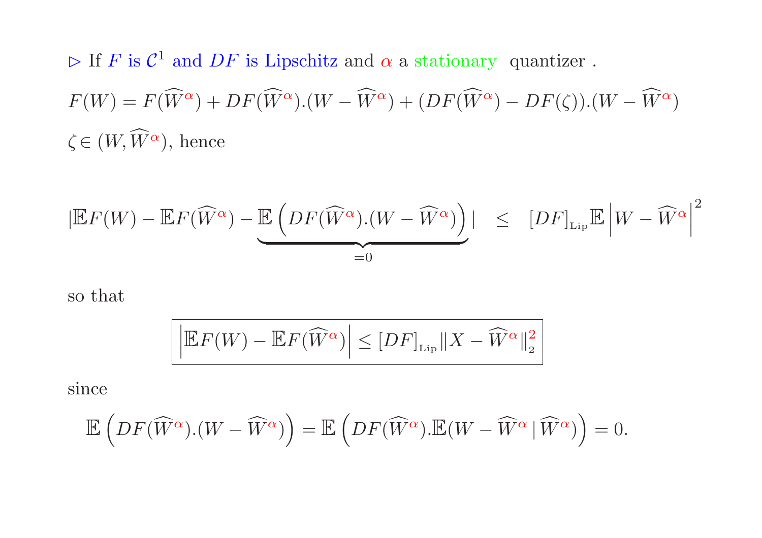▷ If $F$ is $\mathcal{C}^1$ and $DF$ is Lipschitz and $\alpha$ a stationary quantizer .

$$F(W) = F(\widehat{W}^{\alpha}) + DF(\widehat{W}^{\alpha}).(W - \widehat{W}^{\alpha}) + (DF(\widehat{W}^{\alpha}) - DF(\zeta)).(W - \widehat{W}^{\alpha})$$

$\zeta \in (W, \widehat{W}^{\alpha})$, hence

$$|\mathbb{E}F(W) - \mathbb{E}F(\widehat{W}^{\alpha}) - \underbrace{\mathbb{E}\left(DF(\widehat{W}^{\alpha}).(W - \widehat{W}^{\alpha})\right)}_{=0}| \quad \leq \quad [DF]_{\text{Lip}}\mathbb{E}\left|W - \widehat{W}^{\alpha}\right|^2$$

so that

$$\boxed{\left|\mathbb{E}F(W) - \mathbb{E}F(\widehat{W}^{\alpha})\right| \leq [DF]_{\text{Lip}}\|X - \widehat{W}^{\alpha}\|_2^2}$$

since

$$\mathbb{E}\left(DF(\widehat{W}^{\alpha}).(W - \widehat{W}^{\alpha})\right) = \mathbb{E}\left(DF(\widehat{W}^{\alpha}).\mathbb{E}(W - \widehat{W}^{\alpha} \,|\, \widehat{W}^{\alpha})\right) = 0.$$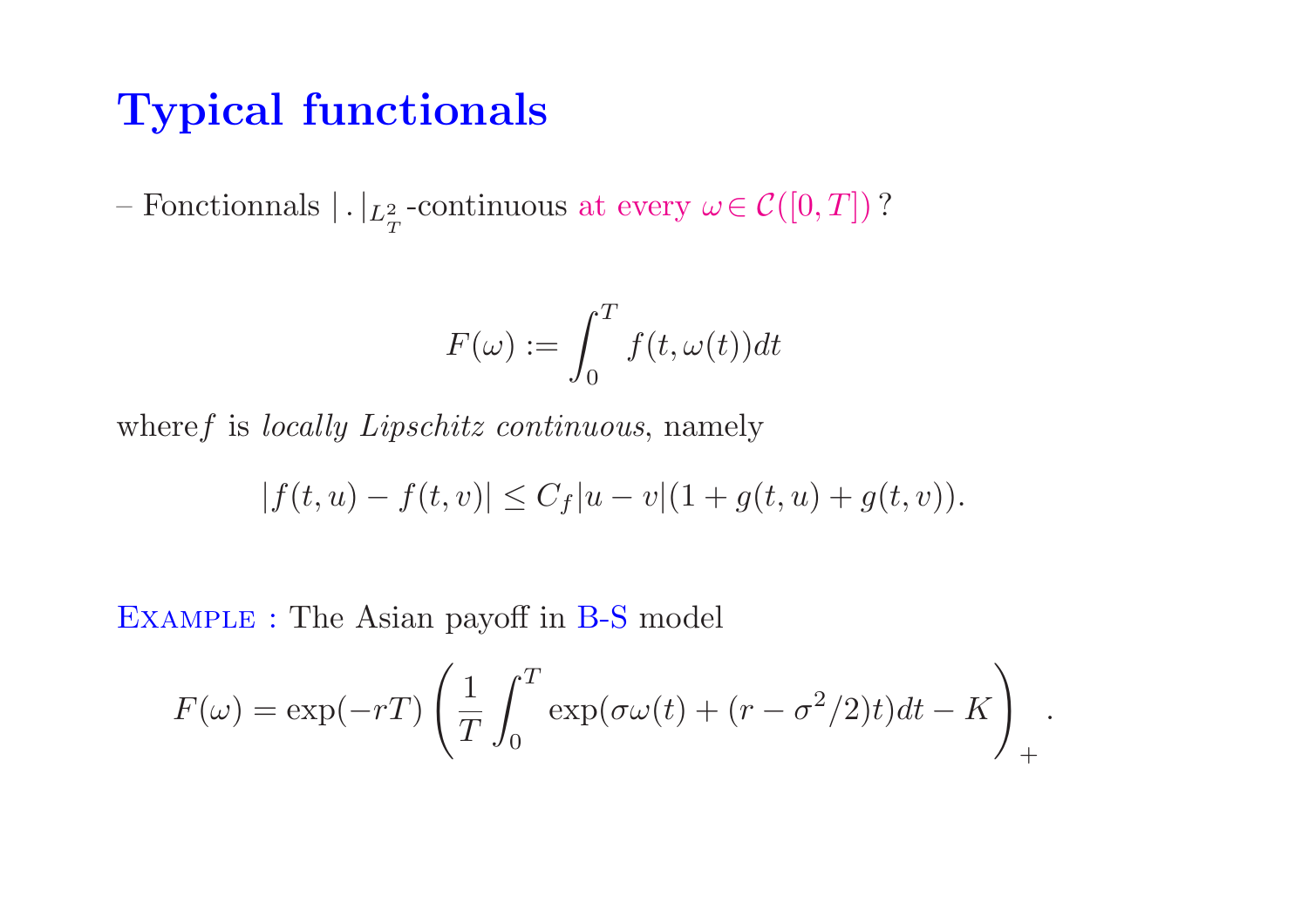# Typical functionals

– Fonctionnals $|\,.\,|_{L^2_T}$-continuous at every $\omega \in \mathcal{C}([0,T])$ ?

$$F(\omega) := \int_0^T f(t, \omega(t))dt$$

where$f$ is *locally Lipschitz continuous*, namely

$$|f(t,u) - f(t,v)| \le C_f |u - v|(1 + g(t,u) + g(t,v)).$$

Example : The Asian payoff in B-S model

$$F(\omega) = \exp(-rT)\left(\frac{1}{T}\int_0^T \exp(\sigma\omega(t) + (r - \sigma^2/2)t)dt - K\right)_+.$$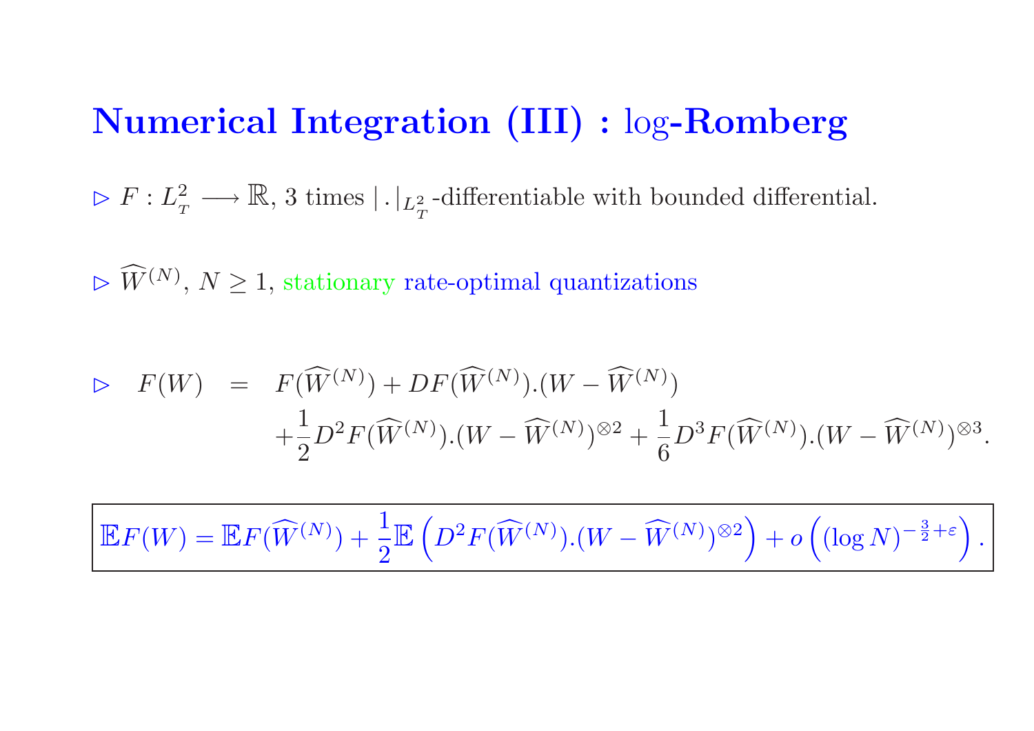# Numerical Integration (III) : log-Romberg

▷ $F : L^2_T \longrightarrow \mathbb{R}$, 3 times $|\,.\,|_{L^2_T}$-differentiable with bounded differential.

▷ $\widehat{W}^{(N)}$, $N \geq 1$, stationary rate-optimal quantizations

$$
\triangleright \quad F(W) = F(\widehat{W}^{(N)}) + DF(\widehat{W}^{(N)}).(W - \widehat{W}^{(N)}) + \frac{1}{2} D^2 F(\widehat{W}^{(N)}).(W - \widehat{W}^{(N)})^{\otimes 2} + \frac{1}{6} D^3 F(\widehat{W}^{(N)}).(W - \widehat{W}^{(N)})^{\otimes 3}.
$$

$$
\boxed{\mathbb{E}F(W) = \mathbb{E}F(\widehat{W}^{(N)}) + \frac{1}{2}\mathbb{E}\left(D^2 F(\widehat{W}^{(N)}).(W - \widehat{W}^{(N)})^{\otimes 2}\right) + o\left((\log N)^{-\frac{3}{2}+\varepsilon}\right).}
$$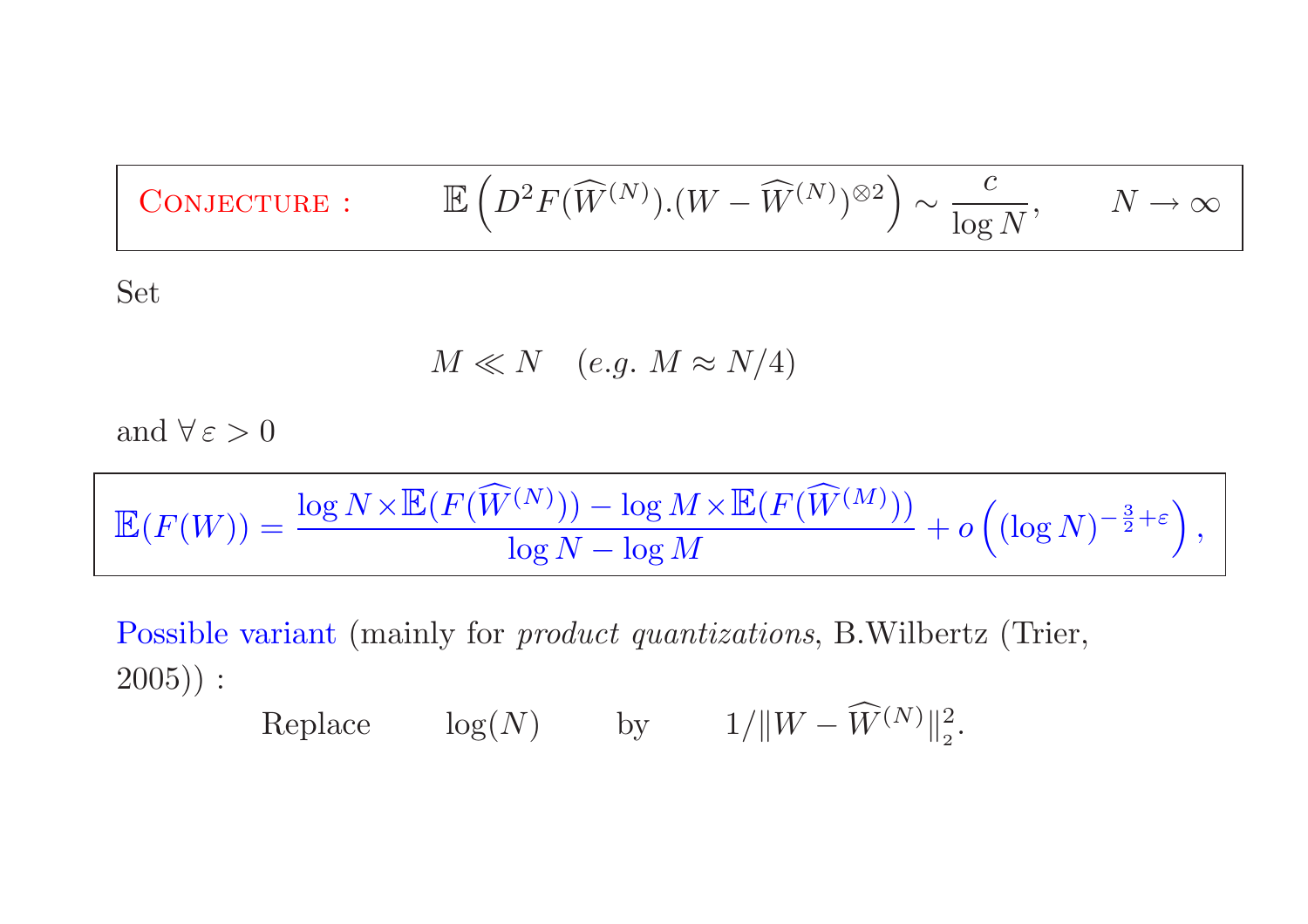**Conjecture :** $\qquad \mathbb{E}\left(D^2F(\widehat{W}^{(N)}).(W-\widehat{W}^{(N)})^{\otimes 2}\right) \sim \dfrac{c}{\log N}, \qquad N \to \infty$

Set

$$M \ll N \quad (e.g.\ M \approx N/4)$$

and $\forall\, \varepsilon > 0$

$$\mathbb{E}(F(W)) = \frac{\log N \times \mathbb{E}(F(\widehat{W}^{(N)})) - \log M \times \mathbb{E}(F(\widehat{W}^{(M)}))}{\log N - \log M} + o\left((\log N)^{-\frac{3}{2}+\varepsilon}\right),$$

Possible variant (mainly for *product quantizations*, B.Wilbertz (Trier, 2005)) :

Replace $\qquad \log(N) \qquad$ by $\qquad 1/\|W - \widehat{W}^{(N)}\|_2^2.$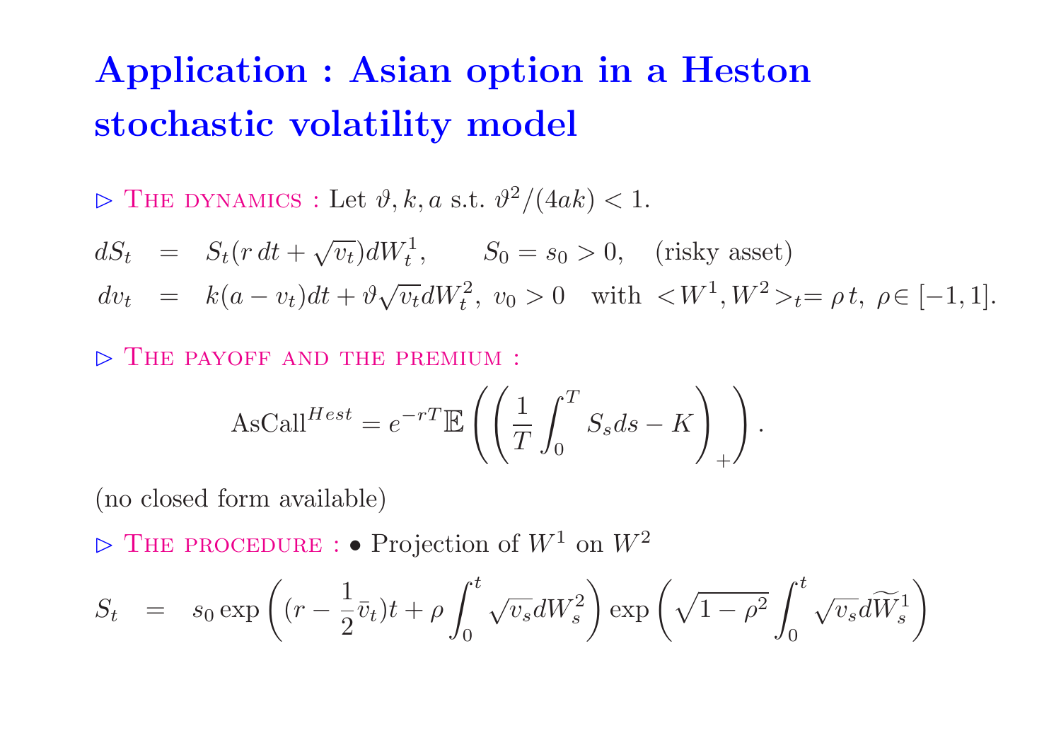# Application : Asian option in a Heston stochastic volatility model

▷ The dynamics : Let $\vartheta, k, a$ s.t. $\vartheta^2/(4ak) < 1$.

$$
\begin{aligned}
dS_t &= S_t(r\,dt + \sqrt{v_t})dW_t^1, \qquad S_0 = s_0 > 0, \quad \text{(risky asset)} \\
dv_t &= k(a - v_t)dt + \vartheta\sqrt{v_t}dW_t^2, \; v_0 > 0 \quad \text{with } <W^1, W^2>_t = \rho\, t, \; \rho \in [-1, 1].
\end{aligned}
$$

▷ The payoff and the premium :

$$
\text{AsCall}^{Hest} = e^{-rT}\mathbb{E}\left(\left(\frac{1}{T}\int_0^T S_s ds - K\right)_+\right).
$$

(no closed form available)

▷ The procedure : • Projection of $W^1$ on $W^2$

$$
S_t = s_0 \exp\left((r - \frac{1}{2}\bar{v}_t)t + \rho\int_0^t \sqrt{v_s}dW_s^2\right)\exp\left(\sqrt{1-\rho^2}\int_0^t \sqrt{v_s}d\widetilde{W}_s^1\right)
$$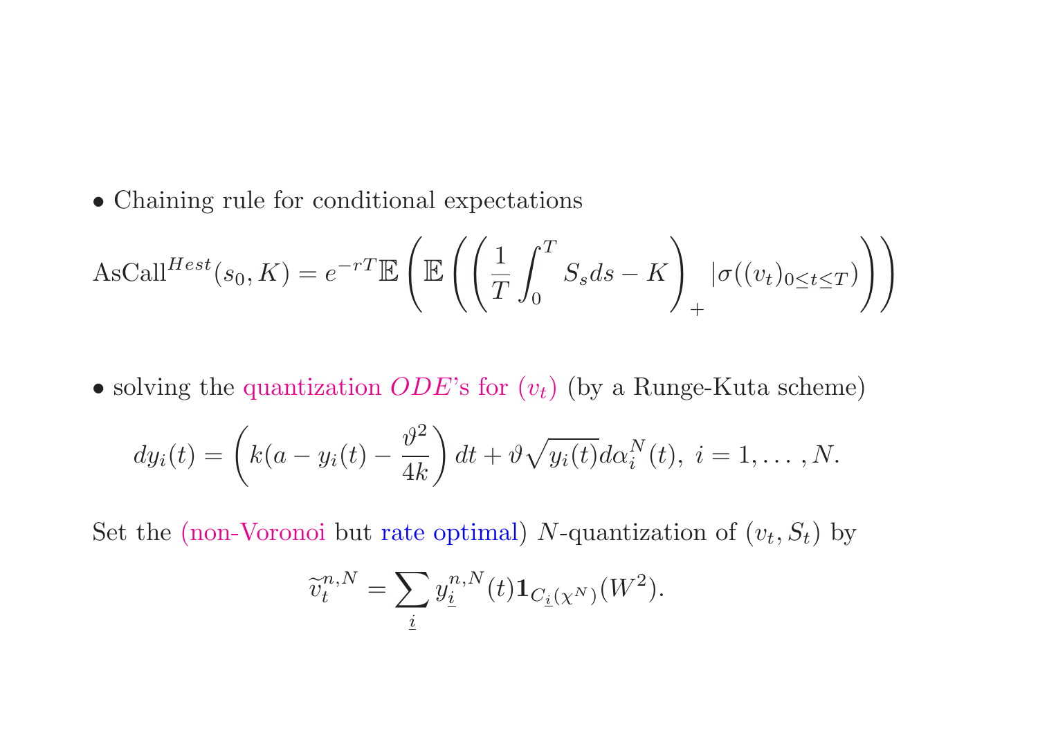- Chaining rule for conditional expectations

$$\text{AsCall}^{Hest}(s_0, K) = e^{-rT}\mathbb{E}\left(\mathbb{E}\left(\left(\frac{1}{T}\int_0^T S_s ds - K\right)_+ |\sigma((v_t)_{0\le t\le T})\right)\right)$$

- solving the quantization $ODE$'s for $(v_t)$ (by a Runge-Kuta scheme)

$$dy_i(t) = \left(k(a - y_i(t) - \frac{\vartheta^2}{4k}\right)dt + \vartheta\sqrt{y_i(t)}d\alpha_i^N(t),\ i = 1, \ldots, N.$$

Set the (non-Voronoi but rate optimal) $N$-quantization of $(v_t, S_t)$ by

$$\widetilde{v}_t^{n,N} = \sum_{\underline{i}} y_{\underline{i}}^{n,N}(t)\mathbf{1}_{C_{\underline{i}}(\chi^N)}(W^2).$$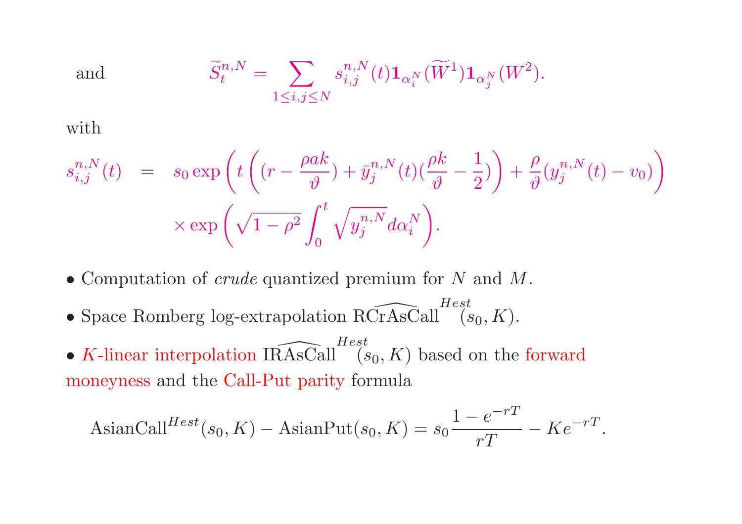and
$$\widetilde{S}_t^{n,N} = \sum_{1 \le i,j \le N} s_{i,j}^{n,N}(t) \mathbf{1}_{\alpha_i^N}(\widetilde{W}^1) \mathbf{1}_{\alpha_j^N}(W^2).$$

with

$$\begin{aligned} s_{i,j}^{n,N}(t) &= s_0 \exp\left( t\left( (r - \frac{\rho a k}{\vartheta}) + \bar{y}_j^{n,N}(t)(\frac{\rho k}{\vartheta} - \frac{1}{2}) \right) + \frac{\rho}{\vartheta}(y_j^{n,N}(t) - v_0) \right) \\ &\quad \times \exp\left( \sqrt{1-\rho^2} \int_0^t \sqrt{y_j^{n,N}} d\alpha_i^N \right). \end{aligned}$$

- Computation of *crude* quantized premium for $N$ and $M$.
- Space Romberg log-extrapolation $\widehat{\text{RCrAsCall}}^{Hest}(s_0, K)$.
- $K$-linear interpolation $\widehat{\text{IRAsCall}}^{Hest}(s_0, K)$ based on the forward moneyness and the Call-Put parity formula

$$\text{AsianCall}^{Hest}(s_0, K) - \text{AsianPut}(s_0, K) = s_0 \frac{1 - e^{-rT}}{rT} - K e^{-rT}.$$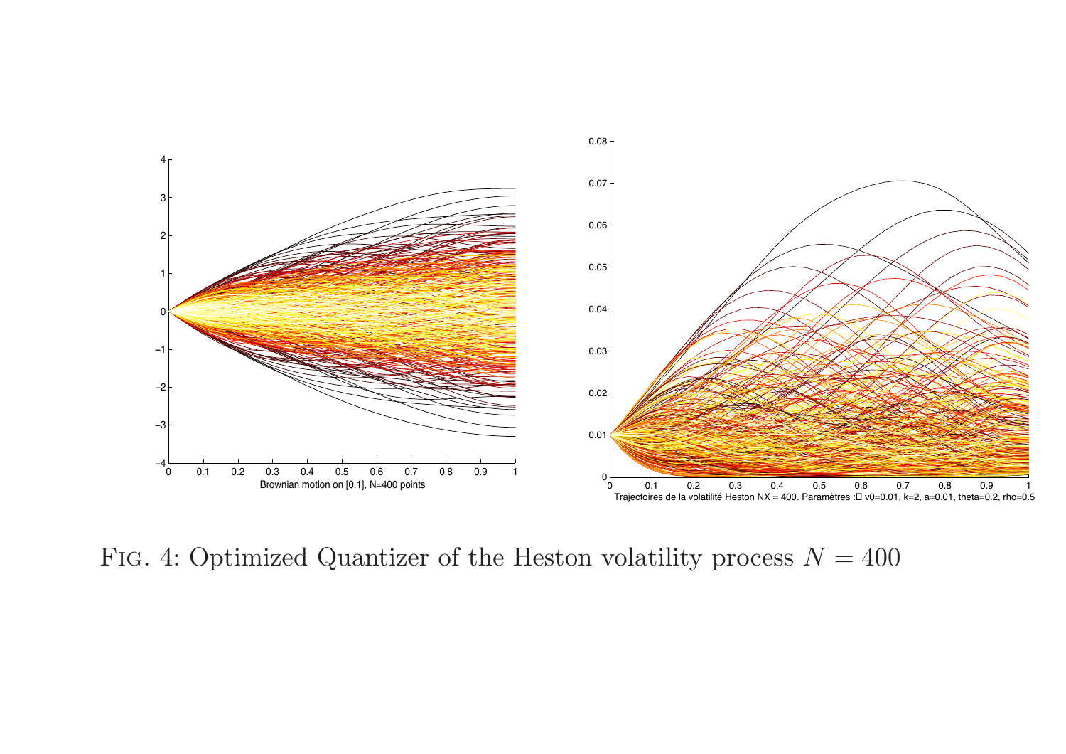Fig. 4: Optimized Quantizer of the Heston volatility process $N = 400$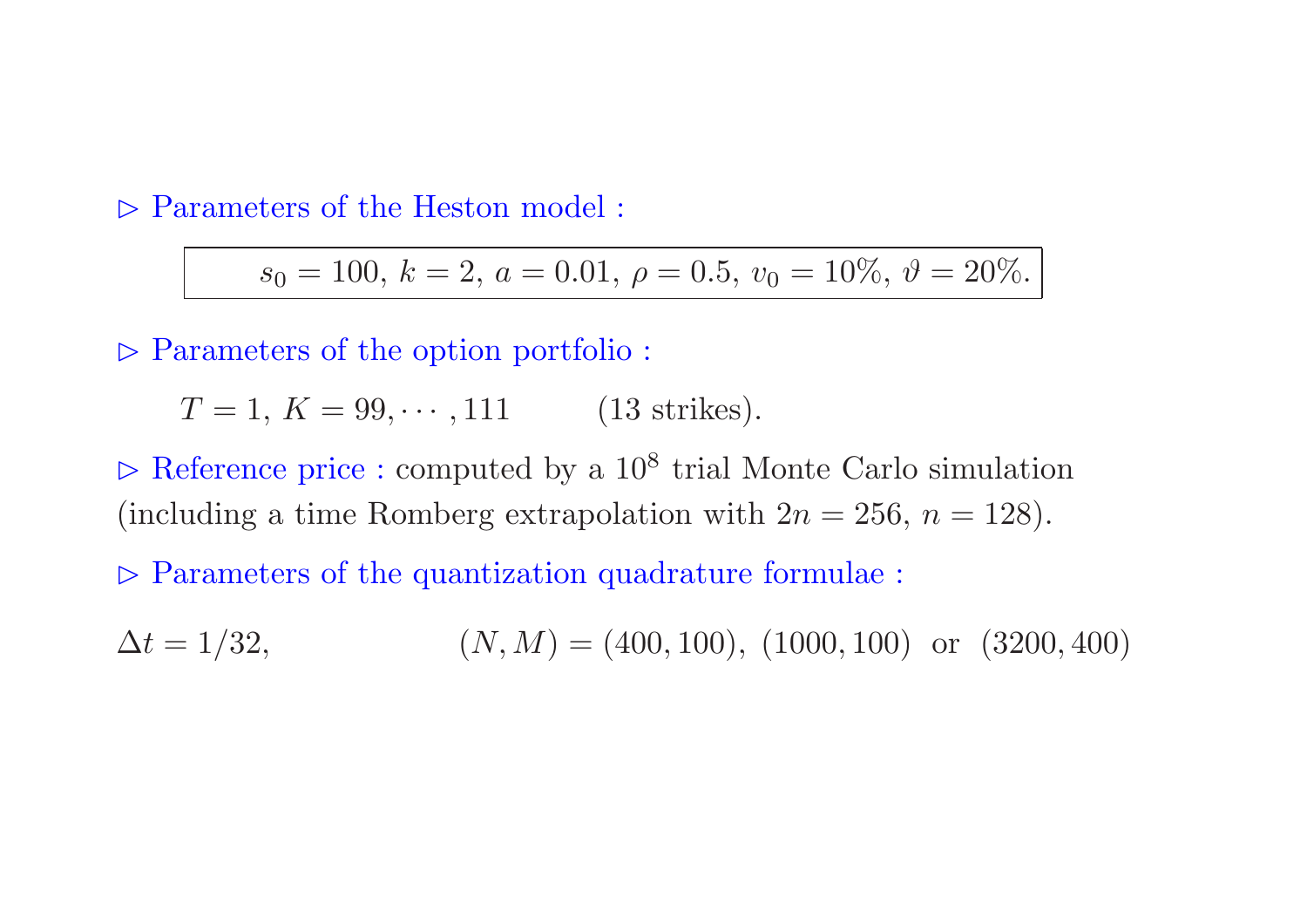▷ Parameters of the Heston model :

$$s_0 = 100,\ k = 2,\ a = 0.01,\ \rho = 0.5,\ v_0 = 10\%,\ \vartheta = 20\%.$$

▷ Parameters of the option portfolio :

$T = 1$, $K = 99, \cdots, 111$ (13 strikes).

▷ Reference price : computed by a $10^8$ trial Monte Carlo simulation (including a time Romberg extrapolation with $2n = 256$, $n = 128$).

▷ Parameters of the quantization quadrature formulae :

$\Delta t = 1/32$, $(N, M) = (400, 100),\ (1000, 100)$ or $(3200, 400)$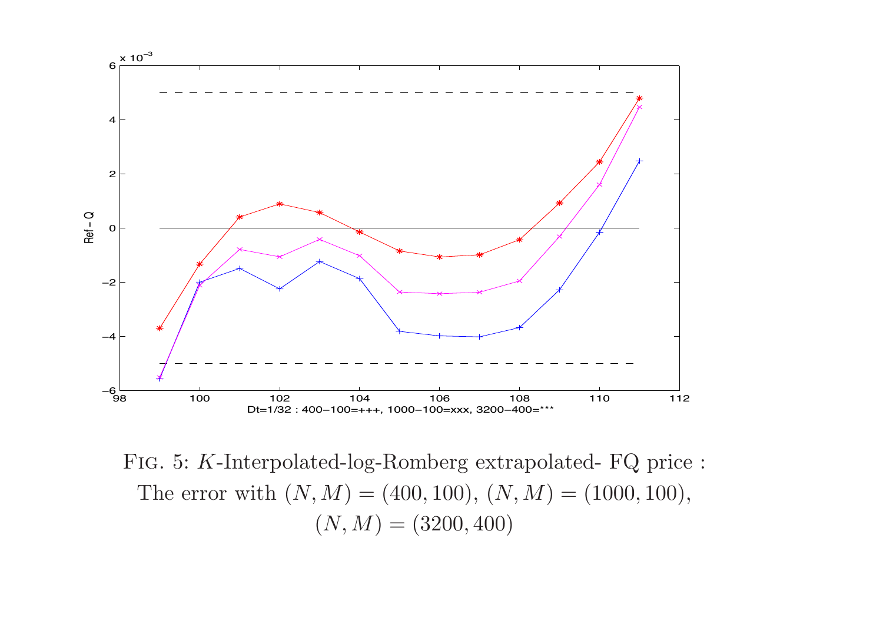Fig. 5: $K$-Interpolated-log-Romberg extrapolated- FQ price : The error with $(N, M) = (400, 100)$, $(N, M) = (1000, 100)$, $(N, M) = (3200, 400)$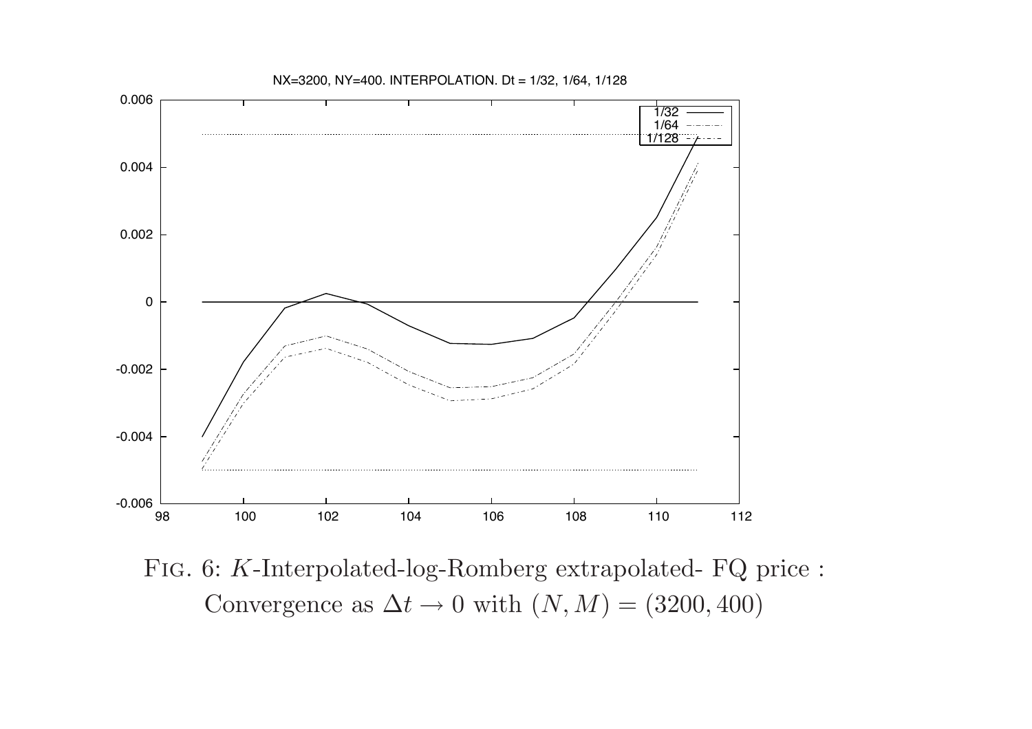NX=3200, NY=400. INTERPOLATION. Dt = 1/32, 1/64, 1/128

FIG. 6: $K$-Interpolated-log-Romberg extrapolated- FQ price : Convergence as $\Delta t \to 0$ with $(N, M) = (3200, 400)$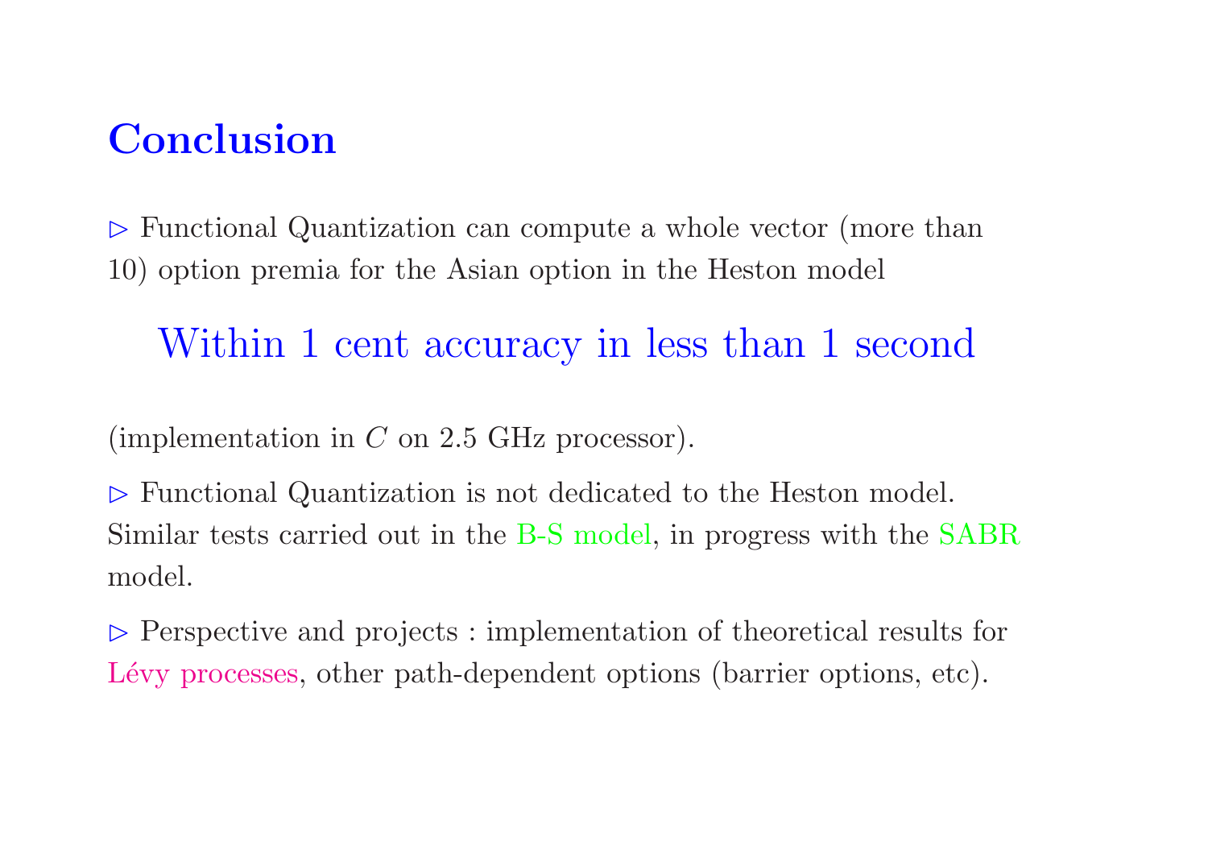# Conclusion

▷ Functional Quantization can compute a whole vector (more than 10) option premia for the Asian option in the Heston model

**Within 1 cent accuracy in less than 1 second**

(implementation in $C$ on 2.5 GHz processor).

▷ Functional Quantization is not dedicated to the Heston model. Similar tests carried out in the B-S model, in progress with the SABR model.

▷ Perspective and projects : implementation of theoretical results for Lévy processes, other path-dependent options (barrier options, etc).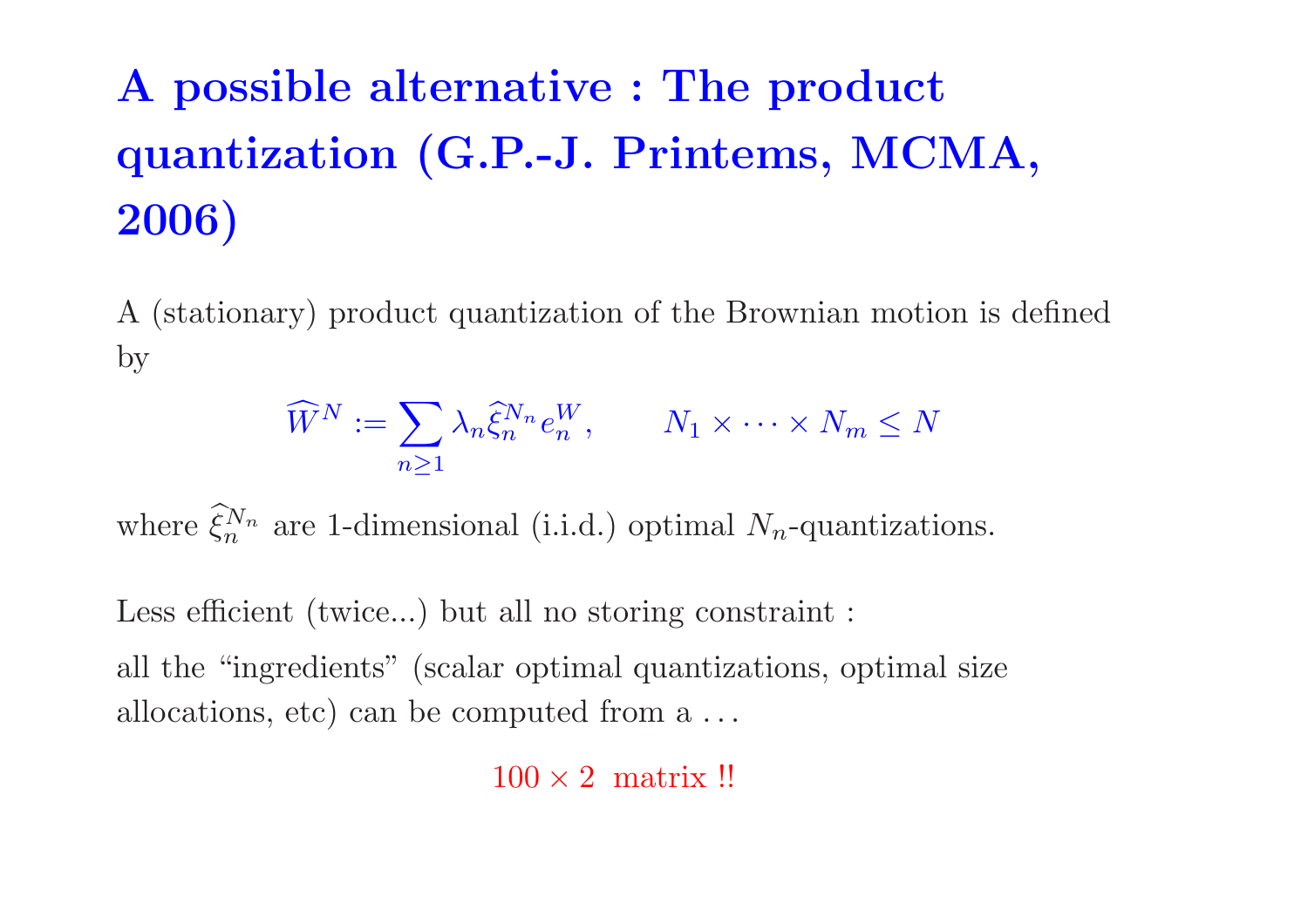# A possible alternative : The product quantization (G.P.-J. Printems, MCMA, 2006)

A (stationary) product quantization of the Brownian motion is defined by

$$\widehat{W}^N := \sum_{n\geq 1} \lambda_n \widehat{\xi}_n^{N_n} e_n^W, \qquad N_1 \times \cdots \times N_m \leq N$$

where $\widehat{\xi}_n^{N_n}$ are 1-dimensional (i.i.d.) optimal $N_n$-quantizations.

Less efficient (twice...) but all no storing constraint :

all the "ingredients" (scalar optimal quantizations, optimal size allocations, etc) can be computed from a ...

$100 \times 2$ matrix !!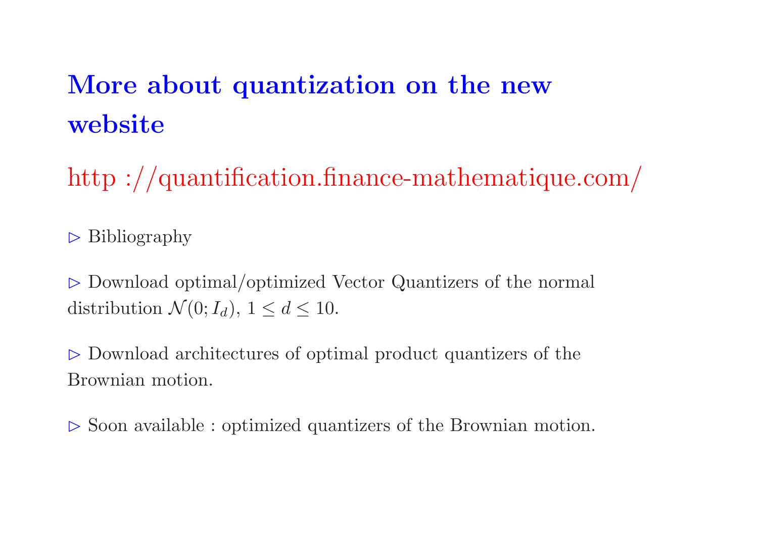# More about quantization on the new website

http ://quantification.finance-mathematique.com/

- ▷ Bibliography
- ▷ Download optimal/optimized Vector Quantizers of the normal distribution $\mathcal{N}(0; I_d)$, $1 \leq d \leq 10$.
- ▷ Download architectures of optimal product quantizers of the Brownian motion.
- ▷ Soon available : optimized quantizers of the Brownian motion.